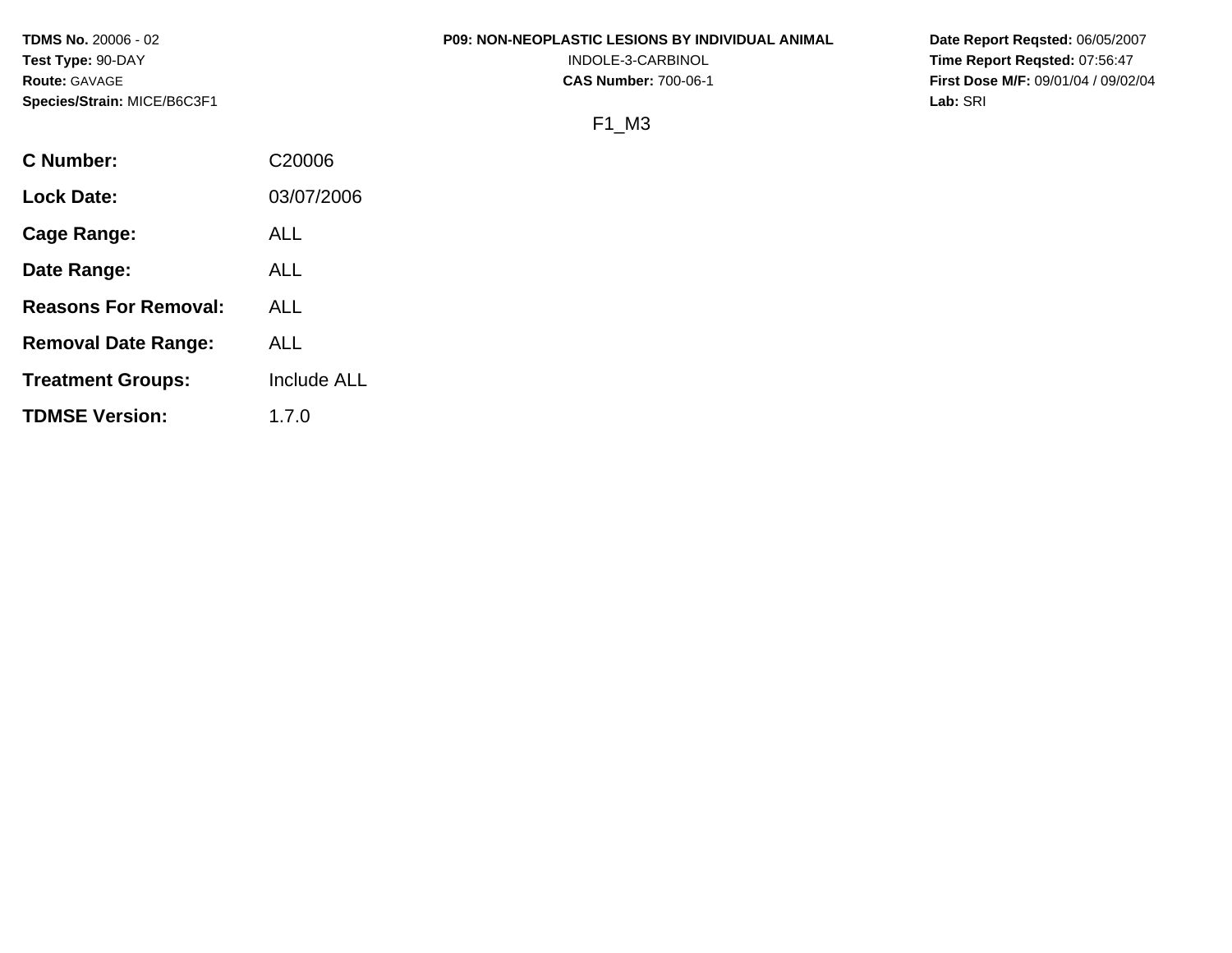**TDMS No.** 20006 - 02
**Test Type:** 90-DAY
**Route:** GAVAGE
**Species/Strain:** MICE/B6C3F1

**P09: NON-NEOPLASTIC LESIONS BY INDIVIDUAL ANIMAL**
INDOLE-3-CARBINOL
**CAS Number:** 700-06-1

**Date Report Reqsted:** 06/05/2007
**Time Report Reqsted:** 07:56:47
**First Dose M/F:** 09/01/04 / 09/02/04
**Lab:** SRI

F1_M3

| | |
|---|---|
| **C Number:** | C20006 |
| **Lock Date:** | 03/07/2006 |
| **Cage Range:** | ALL |
| **Date Range:** | ALL |
| **Reasons For Removal:** | ALL |
| **Removal Date Range:** | ALL |
| **Treatment Groups:** | Include ALL |
| **TDMSE Version:** | 1.7.0 |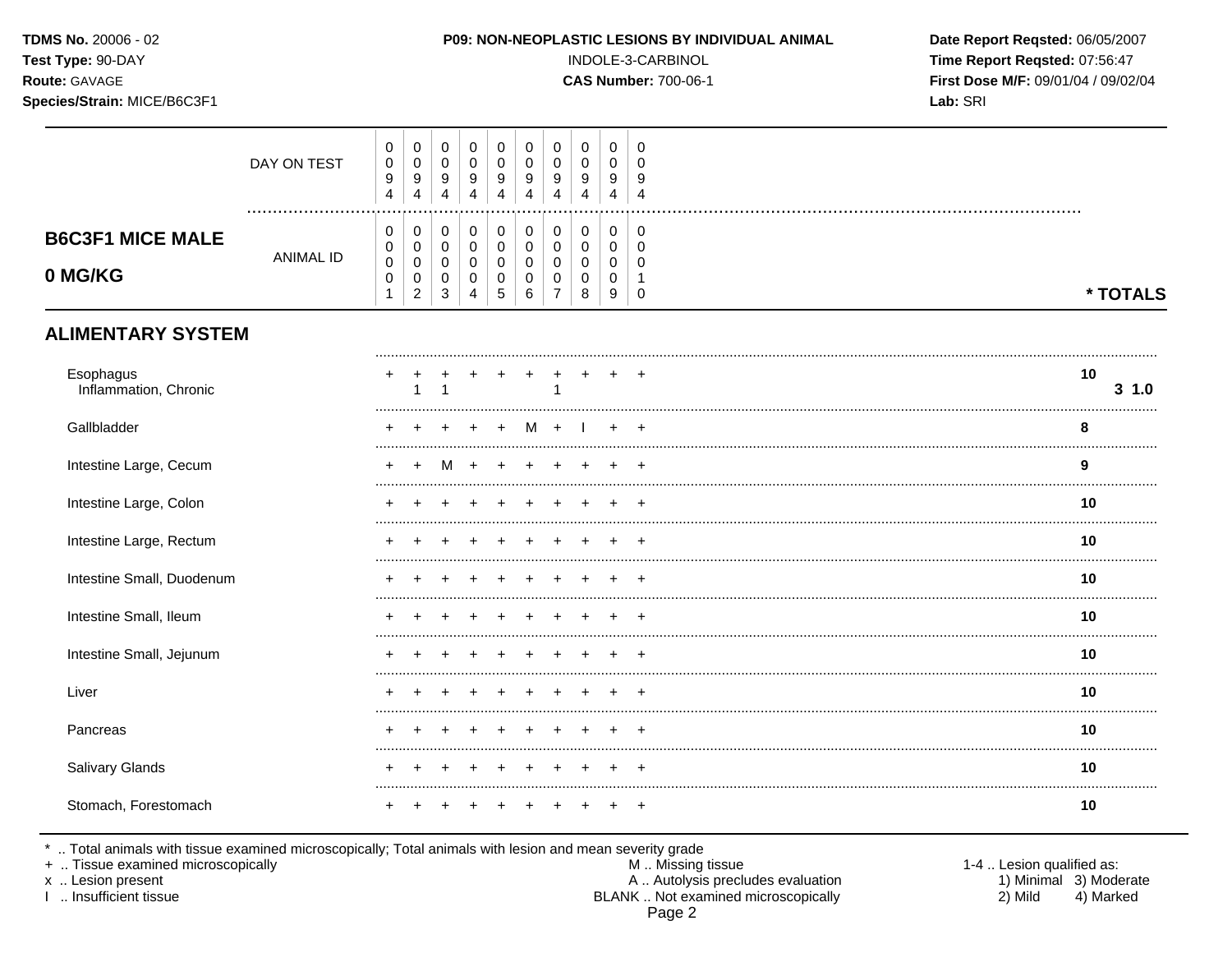**TDMS No.** 20006 - 02
**Test Type:** 90-DAY
**Route:** GAVAGE
**Species/Strain:** MICE/B6C3F1

**P09: NON-NEOPLASTIC LESIONS BY INDIVIDUAL ANIMAL**
INDOLE-3-CARBINOL
**CAS Number:** 700-06-1

**Date Report Reqsted:** 06/05/2007
**Time Report Reqsted:** 07:56:47
**First Dose M/F:** 09/01/04 / 09/02/04
**Lab:** SRI

## B6C3F1 MICE MALE 0 MG/KG

| | | | | | | | | | | | |
|---|---|---|---|---|---|---|---|---|---|---|---|
| DAY ON TEST | 0094 | 0094 | 0094 | 0094 | 0094 | 0094 | 0094 | 0094 | 0094 | 0094 | |
| ANIMAL ID | 00001 | 00002 | 00003 | 00004 | 00005 | 00006 | 00007 | 00008 | 00009 | 00010 | * TOTALS |
| **ALIMENTARY SYSTEM** | | | | | | | | | | | |
| Esophagus | + | + | + | + | + | + | + | + | + | + | 10 |
| Inflammation, Chronic | | 1 | 1 | | | | 1 | | | | 3 1.0 |
| Gallbladder | + | + | + | + | + | M | + | I | + | + | 8 |
| Intestine Large, Cecum | + | + | M | + | + | + | + | + | + | + | 9 |
| Intestine Large, Colon | + | + | + | + | + | + | + | + | + | + | 10 |
| Intestine Large, Rectum | + | + | + | + | + | + | + | + | + | + | 10 |
| Intestine Small, Duodenum | + | + | + | + | + | + | + | + | + | + | 10 |
| Intestine Small, Ileum | + | + | + | + | + | + | + | + | + | + | 10 |
| Intestine Small, Jejunum | + | + | + | + | + | + | + | + | + | + | 10 |
| Liver | + | + | + | + | + | + | + | + | + | + | 10 |
| Pancreas | + | + | + | + | + | + | + | + | + | + | 10 |
| Salivary Glands | + | + | + | + | + | + | + | + | + | + | 10 |
| Stomach, Forestomach | + | + | + | + | + | + | + | + | + | + | 10 |

\* .. Total animals with tissue examined microscopically; Total animals with lesion and mean severity grade
\+ .. Tissue examined microscopically
x .. Lesion present
I .. Insufficient tissue

M .. Missing tissue
A .. Autolysis precludes evaluation
BLANK .. Not examined microscopically

1-4 .. Lesion qualified as:
1) Minimal 2) Mild 3) Moderate 4) Marked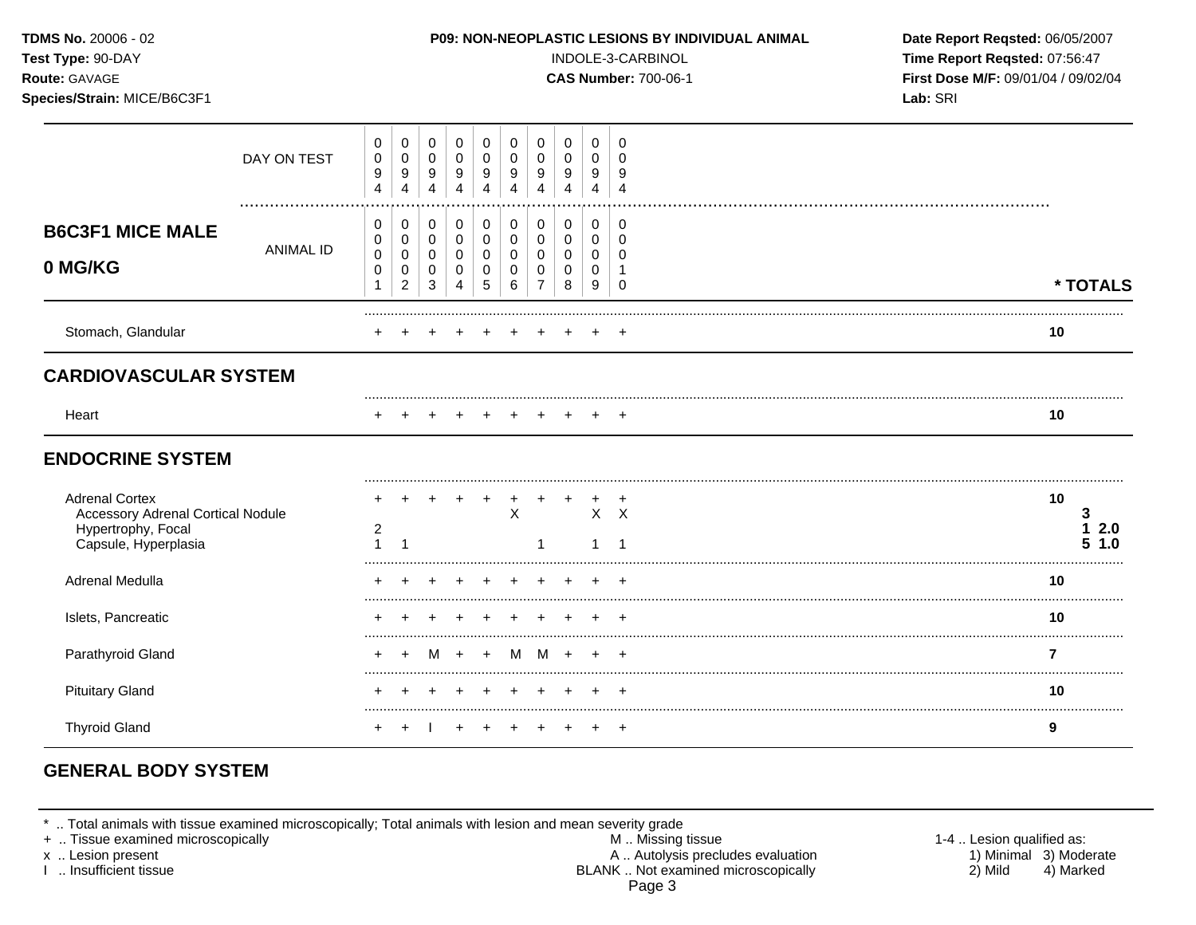**TDMS No.** 20006 - 02
**Test Type:** 90-DAY
**Route:** GAVAGE
**Species/Strain:** MICE/B6C3F1

**P09: NON-NEOPLASTIC LESIONS BY INDIVIDUAL ANIMAL**
INDOLE-3-CARBINOL
**CAS Number:** 700-06-1

**Date Report Reqsted:** 06/05/2007
**Time Report Reqsted:** 07:56:47
**First Dose M/F:** 09/01/04 / 09/02/04
**Lab:** SRI

## B6C3F1 MICE MALE
## 0 MG/KG

| | | | | | | | | | | | |
|---|---|---|---|---|---|---|---|---|---|---|---|
| DAY ON TEST | 0094 | 0094 | 0094 | 0094 | 0094 | 0094 | 0094 | 0094 | 0094 | 0094 | |
| ANIMAL ID | 00001 | 00002 | 00003 | 00004 | 00005 | 00006 | 00007 | 00008 | 00009 | 00010 | * TOTALS |
| Stomach, Glandular | + | + | + | + | + | + | + | + | + | + | 10 |
| **CARDIOVASCULAR SYSTEM** | | | | | | | | | | | |
| Heart | + | + | + | + | + | + | + | + | + | + | 10 |
| **ENDOCRINE SYSTEM** | | | | | | | | | | | |
| Adrenal Cortex | + | + | + | + | + | + | + | + | + | + | 10 |
| Accessory Adrenal Cortical Nodule | | | | | | X | | | X | X | 3 |
| Hypertrophy, Focal | 2 | | | | | | | | | | 1 2.0 |
| Capsule, Hyperplasia | 1 | 1 | | | | | 1 | | 1 | 1 | 5 1.0 |
| Adrenal Medulla | + | + | + | + | + | + | + | + | + | + | 10 |
| Islets, Pancreatic | + | + | + | + | + | + | + | + | + | + | 10 |
| Parathyroid Gland | + | + | M | + | + | M | M | + | + | + | 7 |
| Pituitary Gland | + | + | + | + | + | + | + | + | + | + | 10 |
| Thyroid Gland | + | + | I | + | + | + | + | + | + | + | 9 |

## GENERAL BODY SYSTEM

\* .. Total animals with tissue examined microscopically; Total animals with lesion and mean severity grade
\+ .. Tissue examined microscopically
x .. Lesion present
I .. Insufficient tissue

M .. Missing tissue
A .. Autolysis precludes evaluation
BLANK .. Not examined microscopically

1-4 .. Lesion qualified as:
1) Minimal 2) Mild 3) Moderate 4) Marked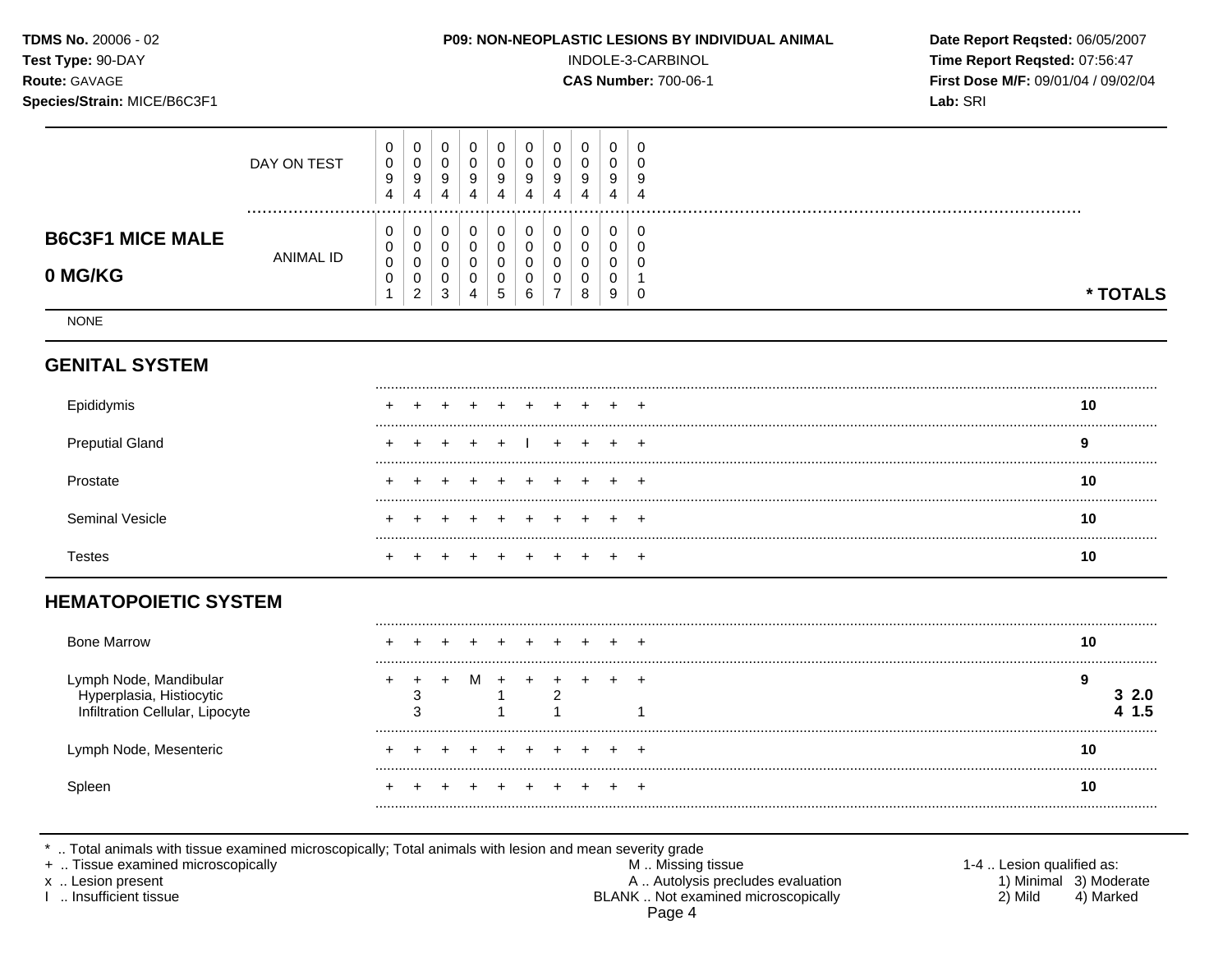**TDMS No.** 20006 - 02
**Test Type:** 90-DAY
**Route:** GAVAGE
**Species/Strain:** MICE/B6C3F1

**P09: NON-NEOPLASTIC LESIONS BY INDIVIDUAL ANIMAL**
INDOLE-3-CARBINOL
**CAS Number:** 700-06-1

**Date Report Reqsted:** 06/05/2007
**Time Report Reqsted:** 07:56:47
**First Dose M/F:** 09/01/04 / 09/02/04
**Lab:** SRI

## B6C3F1 MICE MALE 0 MG/KG

| | | | | | | | | | | | |
|---|---|---|---|---|---|---|---|---|---|---|---|
| DAY ON TEST | 0094 | 0094 | 0094 | 0094 | 0094 | 0094 | 0094 | 0094 | 0094 | 0094 | |
| ANIMAL ID | 00001 | 00002 | 00003 | 00004 | 00005 | 00006 | 00007 | 00008 | 00009 | 00010 | * TOTALS |
| NONE | | | | | | | | | | | |
| **GENITAL SYSTEM** | | | | | | | | | | | |
| Epididymis | + | + | + | + | + | + | + | + | + | + | **10** |
| Preputial Gland | + | + | + | + | + | I | + | + | + | + | **9** |
| Prostate | + | + | + | + | + | + | + | + | + | + | **10** |
| Seminal Vesicle | + | + | + | + | + | + | + | + | + | + | **10** |
| Testes | + | + | + | + | + | + | + | + | + | + | **10** |
| **HEMATOPOIETIC SYSTEM** | | | | | | | | | | | |
| Bone Marrow | + | + | + | + | + | + | + | + | + | + | **10** |
| Lymph Node, Mandibular | + | + | + | M | + | + | + | + | + | + | **9** |
| Hyperplasia, Histiocytic | | 3 | | | 1 | | 2 | | | | **3 2.0** |
| Infiltration Cellular, Lipocyte | | 3 | | | 1 | | 1 | | | 1 | **4 1.5** |
| Lymph Node, Mesenteric | + | + | + | + | + | + | + | + | + | + | **10** |
| Spleen | + | + | + | + | + | + | + | + | + | + | **10** |

\* .. Total animals with tissue examined microscopically; Total animals with lesion and mean severity grade
\+ .. Tissue examined microscopically
x .. Lesion present
I .. Insufficient tissue

M .. Missing tissue
A .. Autolysis precludes evaluation
BLANK .. Not examined microscopically

1-4 .. Lesion qualified as:
1) Minimal 3) Moderate
2) Mild 4) Marked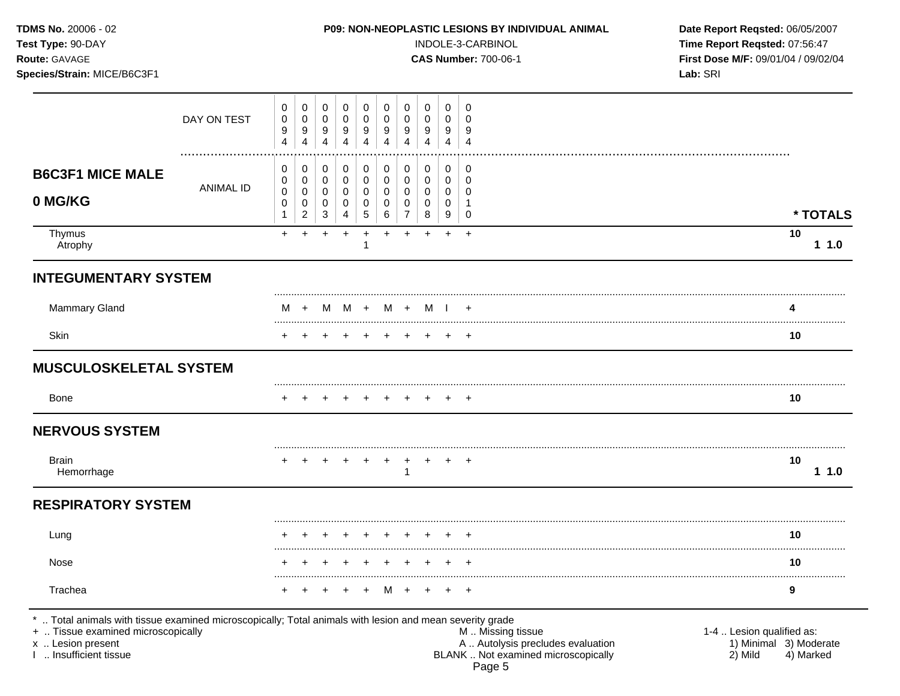**TDMS No.** 20006 - 02
**Test Type:** 90-DAY
**Route:** GAVAGE
**Species/Strain:** MICE/B6C3F1

**P09: NON-NEOPLASTIC LESIONS BY INDIVIDUAL ANIMAL**
INDOLE-3-CARBINOL
**CAS Number:** 700-06-1

**Date Report Reqsted:** 06/05/2007
**Time Report Reqsted:** 07:56:47
**First Dose M/F:** 09/01/04 / 09/02/04
**Lab:** SRI

| **B6C3F1 MICE MALE 0 MG/KG** | | | | | | | | | | | |
|---|---|---|---|---|---|---|---|---|---|---|---|
| DAY ON TEST | 0094 | 0094 | 0094 | 0094 | 0094 | 0094 | 0094 | 0094 | 0094 | 0094 | |
| ANIMAL ID | 00001 | 00002 | 00003 | 00004 | 00005 | 00006 | 00007 | 00008 | 00009 | 00010 | *** TOTALS** |
| Thymus | + | + | + | + | + | + | + | + | + | + | 10 |
| Atrophy | | | | | 1 | | | | | | 1 1.0 |
| **INTEGUMENTARY SYSTEM** | | | | | | | | | | | |
| Mammary Gland | M | + | M | M | + | M | + | M | I | + | 4 |
| Skin | + | + | + | + | + | + | + | + | + | + | 10 |
| **MUSCULOSKELETAL SYSTEM** | | | | | | | | | | | |
| Bone | + | + | + | + | + | + | + | + | + | + | 10 |
| **NERVOUS SYSTEM** | | | | | | | | | | | |
| Brain | + | + | + | + | + | + | + | + | + | + | 10 |
| Hemorrhage | | | | | | | 1 | | | | 1 1.0 |
| **RESPIRATORY SYSTEM** | | | | | | | | | | | |
| Lung | + | + | + | + | + | + | + | + | + | + | 10 |
| Nose | + | + | + | + | + | + | + | + | + | + | 10 |
| Trachea | + | + | + | + | + | M | + | + | + | + | 9 |

\* .. Total animals with tissue examined microscopically; Total animals with lesion and mean severity grade
\+ .. Tissue examined microscopically
x .. Lesion present
I .. Insufficient tissue

M .. Missing tissue
A .. Autolysis precludes evaluation
BLANK .. Not examined microscopically

1-4 .. Lesion qualified as:
1) Minimal 3) Moderate
2) Mild 4) Marked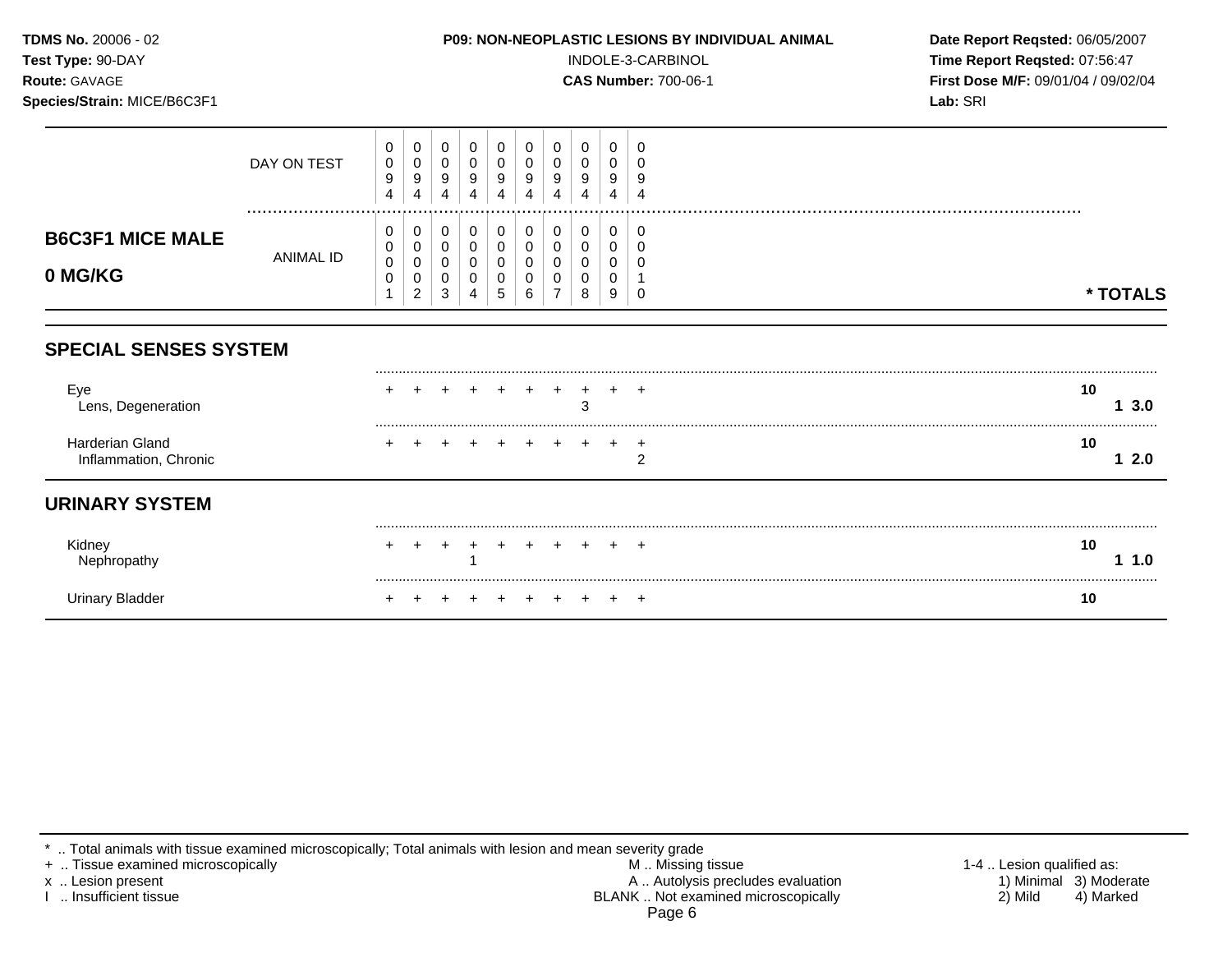**TDMS No.** 20006 - 02
**Test Type:** 90-DAY
**Route:** GAVAGE
**Species/Strain:** MICE/B6C3F1

**P09: NON-NEOPLASTIC LESIONS BY INDIVIDUAL ANIMAL**
INDOLE-3-CARBINOL
**CAS Number:** 700-06-1

**Date Report Reqsted:** 06/05/2007
**Time Report Reqsted:** 07:56:47
**First Dose M/F:** 09/01/04 / 09/02/04
**Lab:** SRI

| **B6C3F1 MICE MALE 0 MG/KG** | | | | | | | | | | | |
|---|---|---|---|---|---|---|---|---|---|---|---|
| DAY ON TEST | 0094 | 0094 | 0094 | 0094 | 0094 | 0094 | 0094 | 0094 | 0094 | 0094 | |
| ANIMAL ID | 00001 | 00002 | 00003 | 00004 | 00005 | 00006 | 00007 | 00008 | 00009 | 00010 | *** TOTALS** |
| **SPECIAL SENSES SYSTEM** | | | | | | | | | | | |
| Eye | + | + | + | + | + | + | + | + | + | + | **10** |
| Lens, Degeneration | | | | | | | | 3 | | | **1 3.0** |
| Harderian Gland | + | + | + | + | + | + | + | + | + | + | **10** |
| Inflammation, Chronic | | | | | | | | | | 2 | **1 2.0** |
| **URINARY SYSTEM** | | | | | | | | | | | |
| Kidney | + | + | + | + | + | + | + | + | + | + | **10** |
| Nephropathy | | | | 1 | | | | | | | **1 1.0** |
| Urinary Bladder | + | + | + | + | + | + | + | + | + | + | **10** |

* .. Total animals with tissue examined microscopically; Total animals with lesion and mean severity grade
+ .. Tissue examined microscopically
x .. Lesion present
I .. Insufficient tissue

M .. Missing tissue
A .. Autolysis precludes evaluation
BLANK .. Not examined microscopically

1-4 .. Lesion qualified as:
1) Minimal 3) Moderate
2) Mild 4) Marked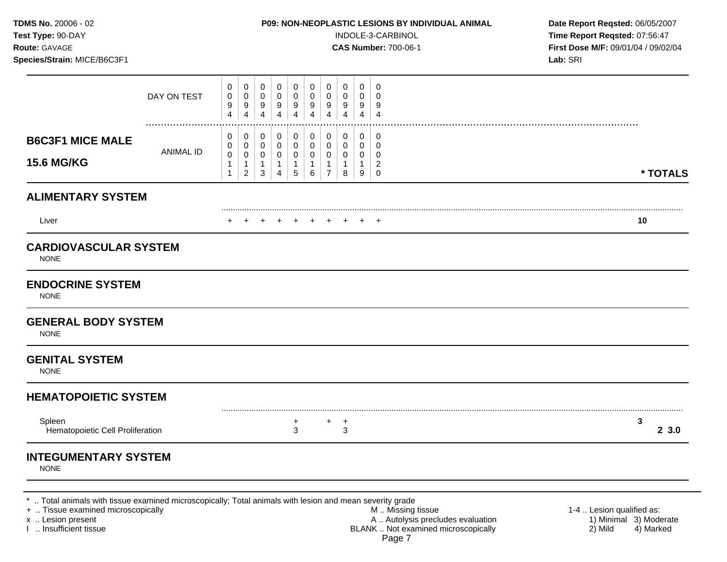**TDMS No.** 20006 - 02
**Test Type:** 90-DAY
**Route:** GAVAGE
**Species/Strain:** MICE/B6C3F1

**P09: NON-NEOPLASTIC LESIONS BY INDIVIDUAL ANIMAL**
INDOLE-3-CARBINOL
**CAS Number:** 700-06-1

**Date Report Reqsted:** 06/05/2007
**Time Report Reqsted:** 07:56:47
**First Dose M/F:** 09/01/04 / 09/02/04
**Lab:** SRI

## B6C3F1 MICE MALE 15.6 MG/KG

| | | | | | | | | | | | |
|---|---|---|---|---|---|---|---|---|---|---|---|
| DAY ON TEST | 0094 | 0094 | 0094 | 0094 | 0094 | 0094 | 0094 | 0094 | 0094 | 0094 | |
| ANIMAL ID | 00011 | 00012 | 00013 | 00014 | 00015 | 00016 | 00017 | 00018 | 00019 | 00020 | * TOTALS |
| **ALIMENTARY SYSTEM** | | | | | | | | | | | |
| Liver | + | + | + | + | + | + | + | + | + | + | 10 |
| **CARDIOVASCULAR SYSTEM** | | | | | | | | | | | |
| NONE | | | | | | | | | | | |
| **ENDOCRINE SYSTEM** | | | | | | | | | | | |
| NONE | | | | | | | | | | | |
| **GENERAL BODY SYSTEM** | | | | | | | | | | | |
| NONE | | | | | | | | | | | |
| **GENITAL SYSTEM** | | | | | | | | | | | |
| NONE | | | | | | | | | | | |
| **HEMATOPOIETIC SYSTEM** | | | | | | | | | | | |
| Spleen | | | | | + | | + | + | | | 3 |
| Hematopoietic Cell Proliferation | | | | | 3 | | | 3 | | | 2 3.0 |
| **INTEGUMENTARY SYSTEM** | | | | | | | | | | | |
| NONE | | | | | | | | | | | |

\* .. Total animals with tissue examined microscopically; Total animals with lesion and mean severity grade
\+ .. Tissue examined microscopically
x .. Lesion present
I .. Insufficient tissue

M .. Missing tissue
A .. Autolysis precludes evaluation
BLANK .. Not examined microscopically

1-4 .. Lesion qualified as:
1) Minimal 2) Mild 3) Moderate 4) Marked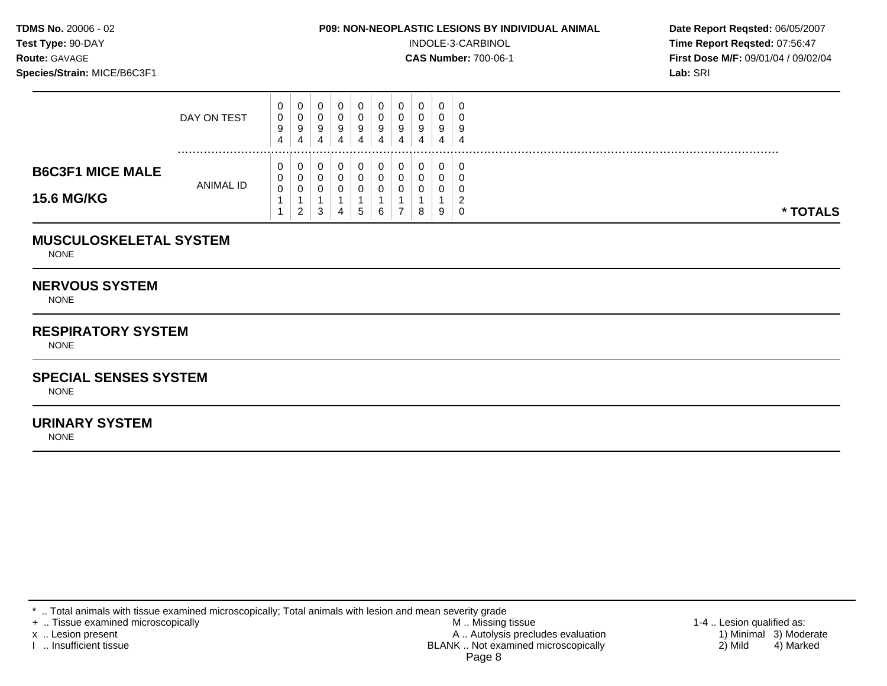**TDMS No.** 20006 - 02
**Test Type:** 90-DAY
**Route:** GAVAGE
**Species/Strain:** MICE/B6C3F1

**P09: NON-NEOPLASTIC LESIONS BY INDIVIDUAL ANIMAL**
INDOLE-3-CARBINOL
**CAS Number:** 700-06-1

**Date Report Reqsted:** 06/05/2007
**Time Report Reqsted:** 07:56:47
**First Dose M/F:** 09/01/04 / 09/02/04
**Lab:** SRI

| | | | | | | | | | | | | |
|---|---|---|---|---|---|---|---|---|---|---|---|---|
| | DAY ON TEST | 0094 | 0094 | 0094 | 0094 | 0094 | 0094 | 0094 | 0094 | 0094 | 0094 | |
| **B6C3F1 MICE MALE** **15.6 MG/KG** | ANIMAL ID | 00011 | 00012 | 00013 | 00014 | 00015 | 00016 | 00017 | 00018 | 00019 | 00020 | *** TOTALS** |

## MUSCULOSKELETAL SYSTEM

NONE

## NERVOUS SYSTEM

NONE

## RESPIRATORY SYSTEM

NONE

## SPECIAL SENSES SYSTEM

NONE

## URINARY SYSTEM

NONE

* .. Total animals with tissue examined microscopically; Total animals with lesion and mean severity grade
+ .. Tissue examined microscopically
x .. Lesion present
I .. Insufficient tissue

M .. Missing tissue
A .. Autolysis precludes evaluation
BLANK .. Not examined microscopically

1-4 .. Lesion qualified as:
1) Minimal 2) Mild 3) Moderate 4) Marked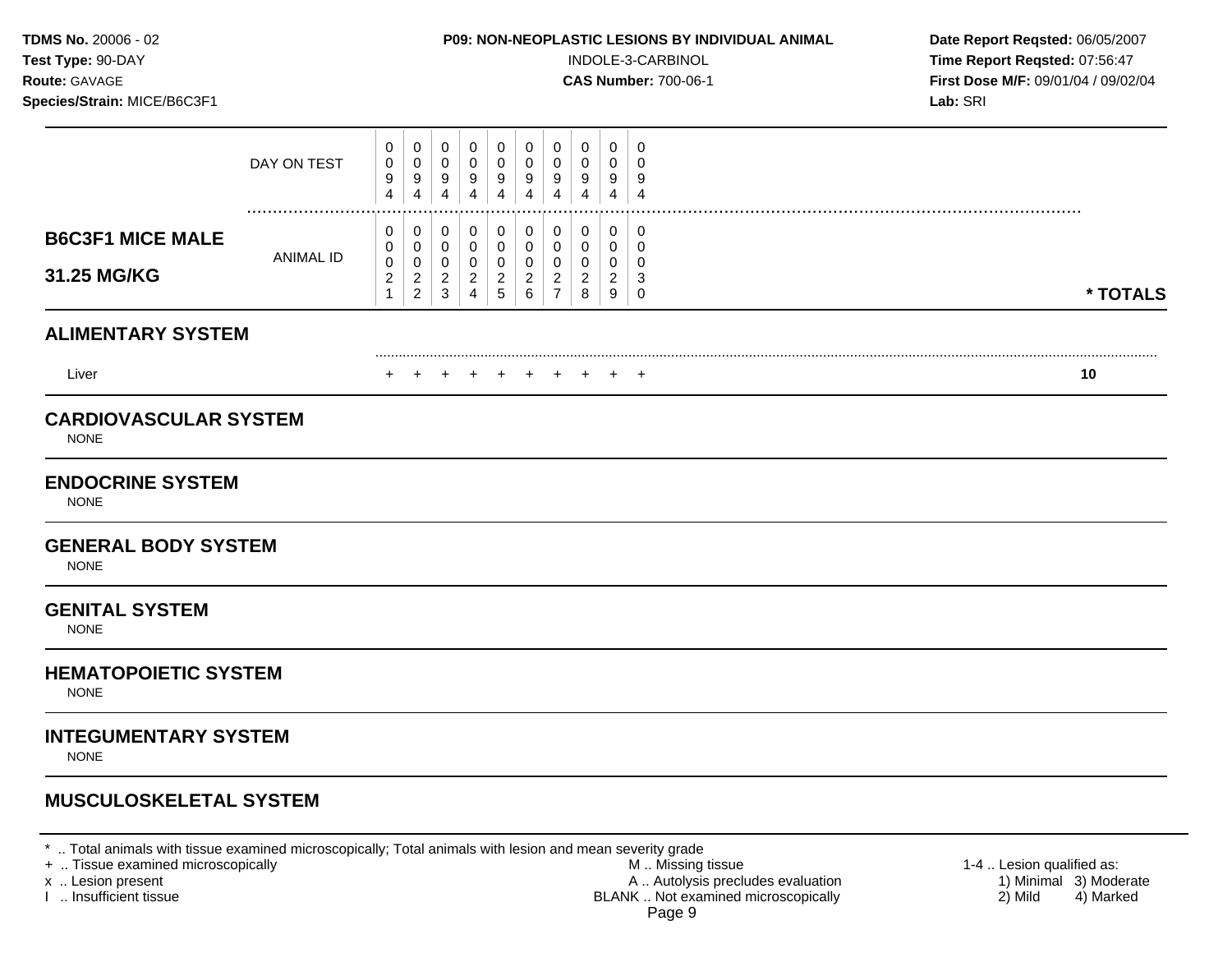**TDMS No.** 20006 - 02
**Test Type:** 90-DAY
**Route:** GAVAGE
**Species/Strain:** MICE/B6C3F1

**P09: NON-NEOPLASTIC LESIONS BY INDIVIDUAL ANIMAL**
INDOLE-3-CARBINOL
**CAS Number:** 700-06-1

**Date Report Reqsted:** 06/05/2007
**Time Report Reqsted:** 07:56:47
**First Dose M/F:** 09/01/04 / 09/02/04
**Lab:** SRI

| | DAY ON TEST | 0094 | 0094 | 0094 | 0094 | 0094 | 0094 | 0094 | 0094 | 0094 | 0094 | |
|---|---|---|---|---|---|---|---|---|---|---|---|---|
| **B6C3F1 MICE MALE 31.25 MG/KG** | ANIMAL ID | 00021 | 00022 | 00023 | 00024 | 00025 | 00026 | 00027 | 00028 | 00029 | 00030 | *** TOTALS** |

## ALIMENTARY SYSTEM

| | | | | | | | | | | | |
|---|---|---|---|---|---|---|---|---|---|---|---|
| Liver | + | + | + | + | + | + | + | + | + | + | **10** |

## CARDIOVASCULAR SYSTEM

NONE

## ENDOCRINE SYSTEM

NONE

## GENERAL BODY SYSTEM

NONE

## GENITAL SYSTEM

NONE

## HEMATOPOIETIC SYSTEM

NONE

## INTEGUMENTARY SYSTEM

NONE

## MUSCULOSKELETAL SYSTEM

\* .. Total animals with tissue examined microscopically; Total animals with lesion and mean severity grade
\+ .. Tissue examined microscopically
x .. Lesion present
I .. Insufficient tissue

M .. Missing tissue
A .. Autolysis precludes evaluation
BLANK .. Not examined microscopically

1-4 .. Lesion qualified as:
1) Minimal 2) Mild 3) Moderate 4) Marked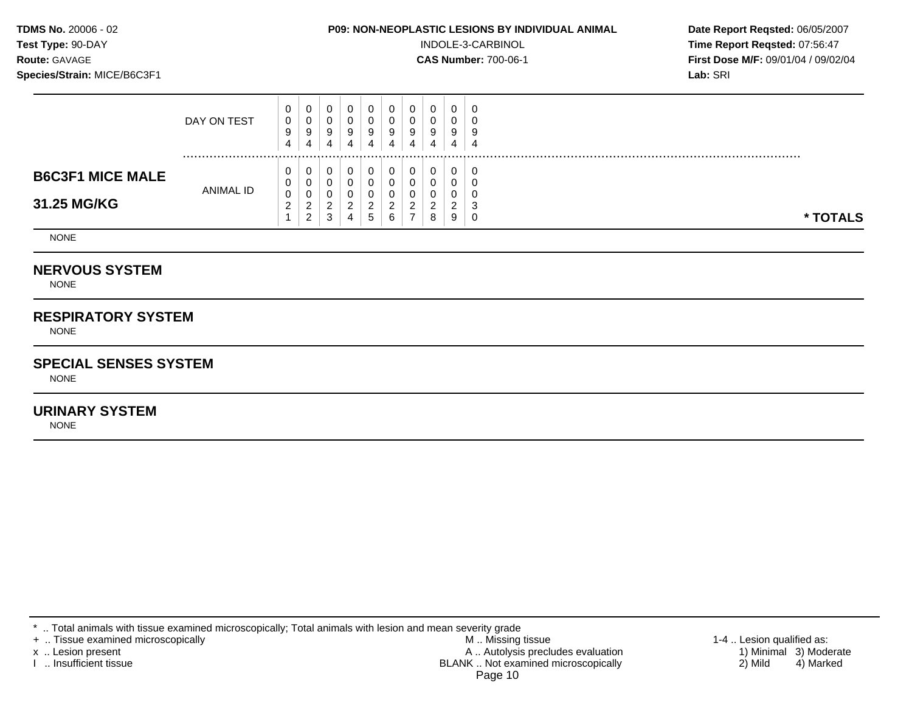**TDMS No.** 20006 - 02
**Test Type:** 90-DAY
**Route:** GAVAGE
**Species/Strain:** MICE/B6C3F1

**P09: NON-NEOPLASTIC LESIONS BY INDIVIDUAL ANIMAL**
INDOLE-3-CARBINOL
**CAS Number:** 700-06-1

**Date Report Reqsted:** 06/05/2007
**Time Report Reqsted:** 07:56:47
**First Dose M/F:** 09/01/04 / 09/02/04
**Lab:** SRI

| | | | | | | | | | | | | |
|---|---|---|---|---|---|---|---|---|---|---|---|---|
| | DAY ON TEST | 0094 | 0094 | 0094 | 0094 | 0094 | 0094 | 0094 | 0094 | 0094 | 0094 | |
| **B6C3F1 MICE MALE 31.25 MG/KG** | ANIMAL ID | 00021 | 00022 | 00023 | 00024 | 00025 | 00026 | 00027 | 00028 | 00029 | 00030 | **\* TOTALS** |

NONE

## NERVOUS SYSTEM

NONE

## RESPIRATORY SYSTEM

NONE

## SPECIAL SENSES SYSTEM

NONE

## URINARY SYSTEM

NONE

\* .. Total animals with tissue examined microscopically; Total animals with lesion and mean severity grade
\+ .. Tissue examined microscopically
x .. Lesion present
I .. Insufficient tissue

M .. Missing tissue
A .. Autolysis precludes evaluation
BLANK .. Not examined microscopically

1-4 .. Lesion qualified as:
1) Minimal 3) Moderate
2) Mild 4) Marked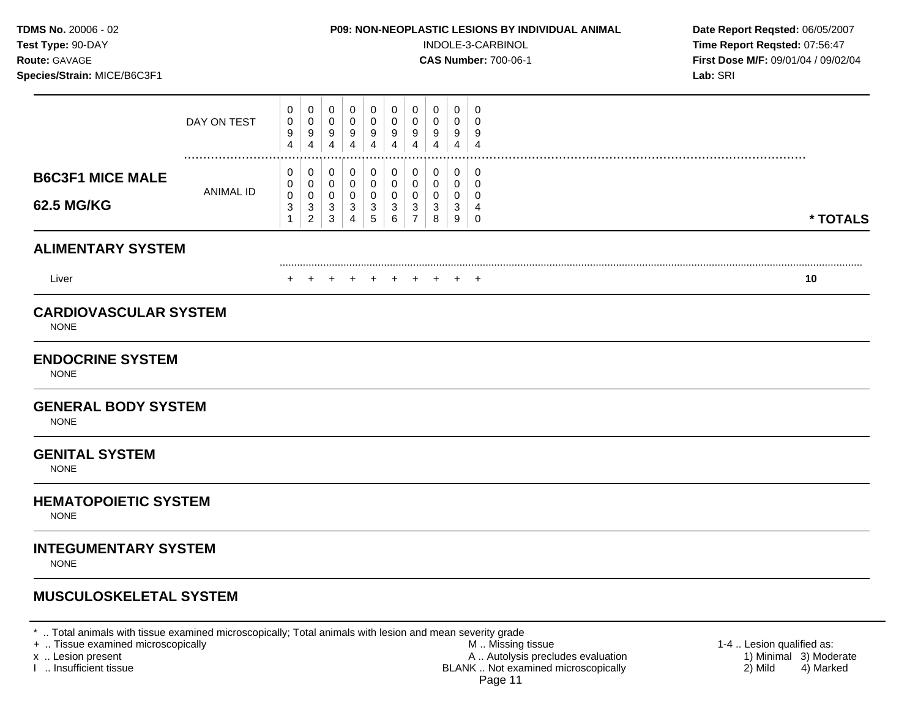**TDMS No.** 20006 - 02
**Test Type:** 90-DAY
**Route:** GAVAGE
**Species/Strain:** MICE/B6C3F1

**P09: NON-NEOPLASTIC LESIONS BY INDIVIDUAL ANIMAL**
INDOLE-3-CARBINOL
**CAS Number:** 700-06-1

**Date Report Reqsted:** 06/05/2007
**Time Report Reqsted:** 07:56:47
**First Dose M/F:** 09/01/04 / 09/02/04
**Lab:** SRI

| | DAY ON TEST | 0094 | 0094 | 0094 | 0094 | 0094 | 0094 | 0094 | 0094 | 0094 | 0094 | |
|---|---|---|---|---|---|---|---|---|---|---|---|---|
| **B6C3F1 MICE MALE 62.5 MG/KG** | ANIMAL ID | 00031 | 00032 | 00033 | 00034 | 00035 | 00036 | 00037 | 00038 | 00039 | 00040 | **\* TOTALS** |
| **ALIMENTARY SYSTEM** | | | | | | | | | | | | |
| Liver | | + | + | + | + | + | + | + | + | + | + | **10** |
| **CARDIOVASCULAR SYSTEM** | | | | | | | | | | | | |
| NONE | | | | | | | | | | | | |
| **ENDOCRINE SYSTEM** | | | | | | | | | | | | |
| NONE | | | | | | | | | | | | |
| **GENERAL BODY SYSTEM** | | | | | | | | | | | | |
| NONE | | | | | | | | | | | | |
| **GENITAL SYSTEM** | | | | | | | | | | | | |
| NONE | | | | | | | | | | | | |
| **HEMATOPOIETIC SYSTEM** | | | | | | | | | | | | |
| NONE | | | | | | | | | | | | |
| **INTEGUMENTARY SYSTEM** | | | | | | | | | | | | |
| NONE | | | | | | | | | | | | |
| **MUSCULOSKELETAL SYSTEM** | | | | | | | | | | | | |

\* .. Total animals with tissue examined microscopically; Total animals with lesion and mean severity grade
\+ .. Tissue examined microscopically
x .. Lesion present
I .. Insufficient tissue

M .. Missing tissue
A .. Autolysis precludes evaluation
BLANK .. Not examined microscopically

1-4 .. Lesion qualified as:
1) Minimal 3) Moderate
2) Mild 4) Marked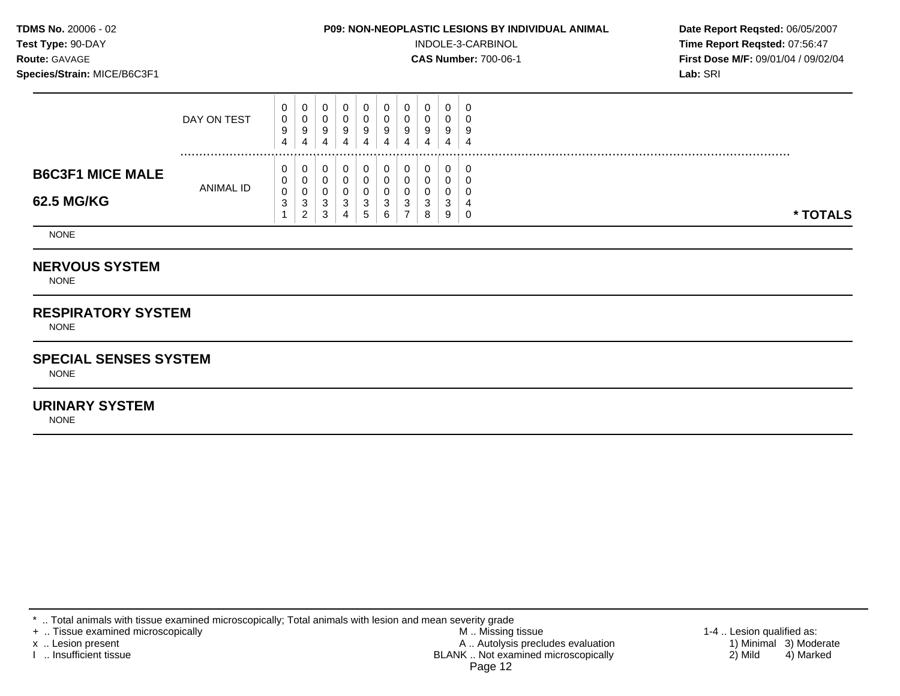**TDMS No.** 20006 - 02
**Test Type:** 90-DAY
**Route:** GAVAGE
**Species/Strain:** MICE/B6C3F1

**P09: NON-NEOPLASTIC LESIONS BY INDIVIDUAL ANIMAL**
INDOLE-3-CARBINOL
**CAS Number:** 700-06-1

**Date Report Reqsted:** 06/05/2007
**Time Report Reqsted:** 07:56:47
**First Dose M/F:** 09/01/04 / 09/02/04
**Lab:** SRI

| | | | | | | | | | | | | |
|---|---|---|---|---|---|---|---|---|---|---|---|---|
| | DAY ON TEST | 0094 | 0094 | 0094 | 0094 | 0094 | 0094 | 0094 | 0094 | 0094 | 0094 | |
| **B6C3F1 MICE MALE 62.5 MG/KG** | ANIMAL ID | 00031 | 00032 | 00033 | 00034 | 00035 | 00036 | 00037 | 00038 | 00039 | 00040 | * TOTALS |
| NONE | | | | | | | | | | | | |

## NERVOUS SYSTEM
NONE

## RESPIRATORY SYSTEM
NONE

## SPECIAL SENSES SYSTEM
NONE

## URINARY SYSTEM
NONE

* .. Total animals with tissue examined microscopically; Total animals with lesion and mean severity grade
+ .. Tissue examined microscopically
x .. Lesion present
I .. Insufficient tissue

M .. Missing tissue
A .. Autolysis precludes evaluation
BLANK .. Not examined microscopically

1-4 .. Lesion qualified as:
1) Minimal 3) Moderate
2) Mild 4) Marked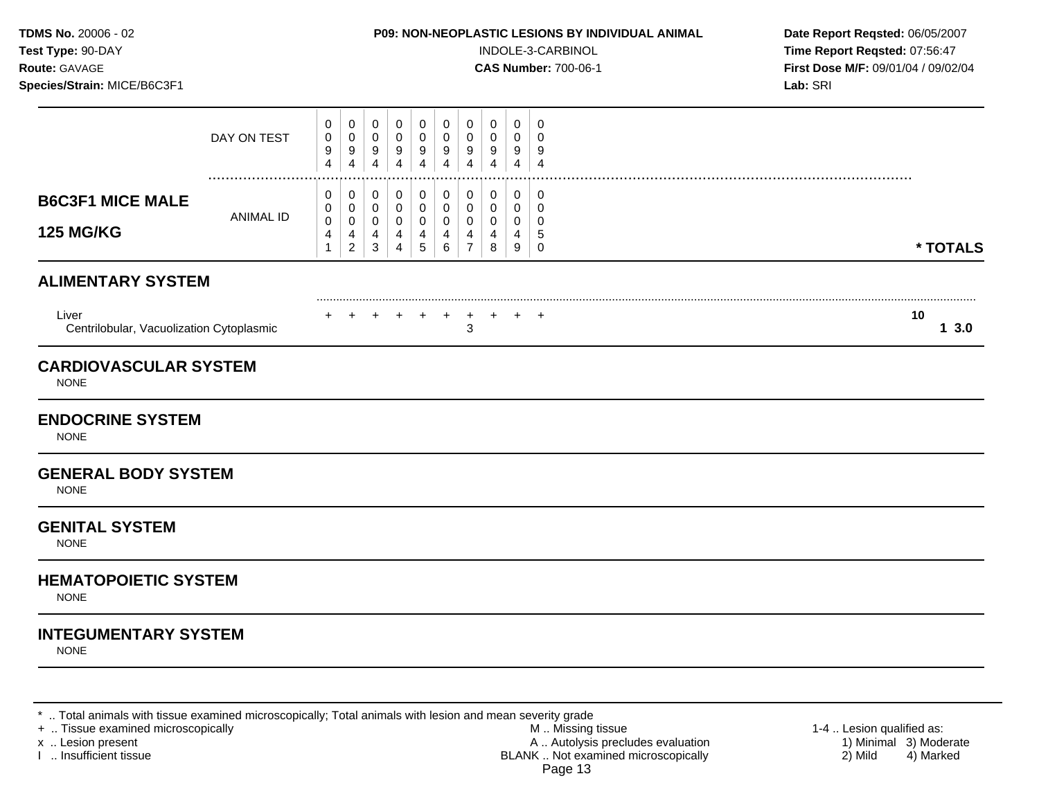**TDMS No.** 20006 - 02
**Test Type:** 90-DAY
**Route:** GAVAGE
**Species/Strain:** MICE/B6C3F1

**P09: NON-NEOPLASTIC LESIONS BY INDIVIDUAL ANIMAL**
INDOLE-3-CARBINOL
**CAS Number:** 700-06-1

**Date Report Reqsted:** 06/05/2007
**Time Report Reqsted:** 07:56:47
**First Dose M/F:** 09/01/04 / 09/02/04
**Lab:** SRI

| | | | | | | | | | | | |
|---|---|---|---|---|---|---|---|---|---|---|---|
| DAY ON TEST | 0094 | 0094 | 0094 | 0094 | 0094 | 0094 | 0094 | 0094 | 0094 | 0094 | |
| **B6C3F1 MICE MALE 125 MG/KG** — ANIMAL ID | 00041 | 00042 | 00043 | 00044 | 00045 | 00046 | 00047 | 00048 | 00049 | 00050 | **\* TOTALS** |

## ALIMENTARY SYSTEM

| | | | | | | | | | | | |
|---|---|---|---|---|---|---|---|---|---|---|---|
| Liver | + | + | + | + | + | + | + | + | + | + | 10 |
| Centrilobular, Vacuolization Cytoplasmic | | | | | | | 3 | | | | 1 3.0 |

## CARDIOVASCULAR SYSTEM

NONE

## ENDOCRINE SYSTEM

NONE

## GENERAL BODY SYSTEM

NONE

## GENITAL SYSTEM

NONE

## HEMATOPOIETIC SYSTEM

NONE

## INTEGUMENTARY SYSTEM

NONE

\* .. Total animals with tissue examined microscopically; Total animals with lesion and mean severity grade
\+ .. Tissue examined microscopically
x .. Lesion present
I .. Insufficient tissue

M .. Missing tissue
A .. Autolysis precludes evaluation
BLANK .. Not examined microscopically

1-4 .. Lesion qualified as:
1) Minimal 2) Mild 3) Moderate 4) Marked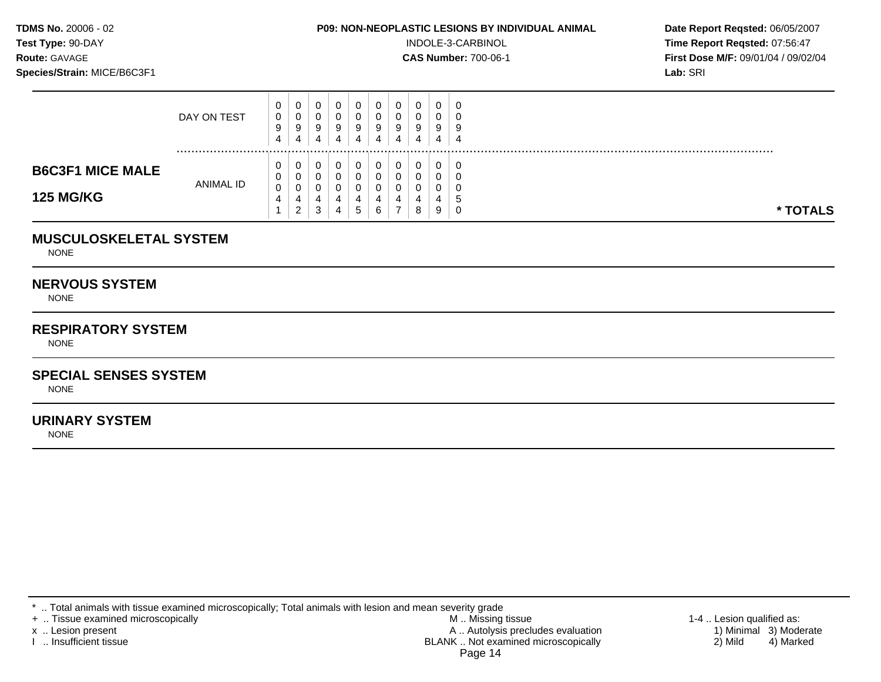**TDMS No.** 20006 - 02
**Test Type:** 90-DAY
**Route:** GAVAGE
**Species/Strain:** MICE/B6C3F1

**P09: NON-NEOPLASTIC LESIONS BY INDIVIDUAL ANIMAL**
INDOLE-3-CARBINOL
**CAS Number:** 700-06-1

**Date Report Reqsted:** 06/05/2007
**Time Report Reqsted:** 07:56:47
**First Dose M/F:** 09/01/04 / 09/02/04
**Lab:** SRI

| **B6C3F1 MICE MALE 125 MG/KG** | | | | | | | | | | | | |
|---|---|---|---|---|---|---|---|---|---|---|---|---|
| DAY ON TEST | 0094 | 0094 | 0094 | 0094 | 0094 | 0094 | 0094 | 0094 | 0094 | 0094 | | |
| ANIMAL ID | 00041 | 00042 | 00043 | 00044 | 00045 | 00046 | 00047 | 00048 | 00049 | 00050 | | **\* TOTALS** |

## MUSCULOSKELETAL SYSTEM

NONE

## NERVOUS SYSTEM

NONE

## RESPIRATORY SYSTEM

NONE

## SPECIAL SENSES SYSTEM

NONE

## URINARY SYSTEM

NONE

\* .. Total animals with tissue examined microscopically; Total animals with lesion and mean severity grade
\+ .. Tissue examined microscopically
x .. Lesion present
I .. Insufficient tissue

M .. Missing tissue
A .. Autolysis precludes evaluation
BLANK .. Not examined microscopically

1-4 .. Lesion qualified as:
1) Minimal 2) Mild 3) Moderate 4) Marked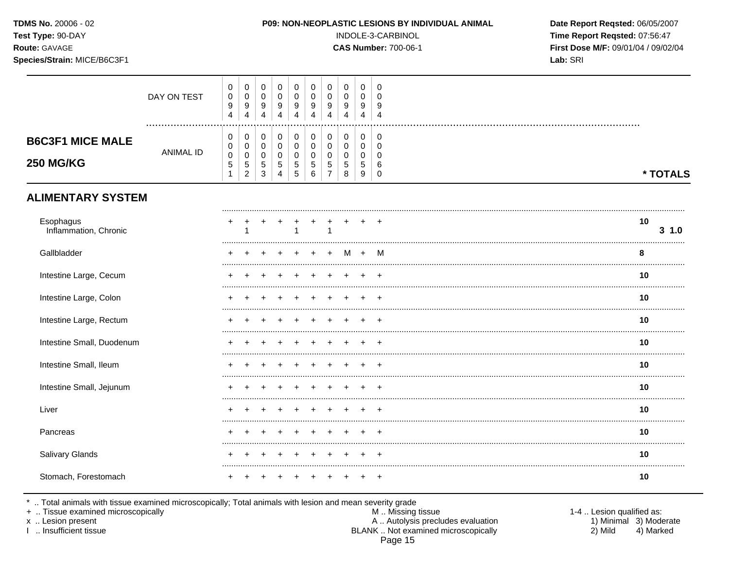**TDMS No.** 20006 - 02
**Test Type:** 90-DAY
**Route:** GAVAGE
**Species/Strain:** MICE/B6C3F1

**P09: NON-NEOPLASTIC LESIONS BY INDIVIDUAL ANIMAL**
INDOLE-3-CARBINOL
**CAS Number:** 700-06-1

**Date Report Reqsted:** 06/05/2007
**Time Report Reqsted:** 07:56:47
**First Dose M/F:** 09/01/04 / 09/02/04
**Lab:** SRI

## B6C3F1 MICE MALE 250 MG/KG

| | | | | | | | | | | | |
|---|---|---|---|---|---|---|---|---|---|---|---|
| DAY ON TEST | 0094 | 0094 | 0094 | 0094 | 0094 | 0094 | 0094 | 0094 | 0094 | 0094 | |
| ANIMAL ID | 00051 | 00052 | 00053 | 00054 | 00055 | 00056 | 00057 | 00058 | 00059 | 00060 | * TOTALS |
| **ALIMENTARY SYSTEM** | | | | | | | | | | | |
| Esophagus | + | + | + | + | + | + | + | + | + | + | 10 |
| Inflammation, Chronic | | 1 | | | 1 | | 1 | | | | 3 1.0 |
| Gallbladder | + | + | + | + | + | + | + | M | + | M | 8 |
| Intestine Large, Cecum | + | + | + | + | + | + | + | + | + | + | 10 |
| Intestine Large, Colon | + | + | + | + | + | + | + | + | + | + | 10 |
| Intestine Large, Rectum | + | + | + | + | + | + | + | + | + | + | 10 |
| Intestine Small, Duodenum | + | + | + | + | + | + | + | + | + | + | 10 |
| Intestine Small, Ileum | + | + | + | + | + | + | + | + | + | + | 10 |
| Intestine Small, Jejunum | + | + | + | + | + | + | + | + | + | + | 10 |
| Liver | + | + | + | + | + | + | + | + | + | + | 10 |
| Pancreas | + | + | + | + | + | + | + | + | + | + | 10 |
| Salivary Glands | + | + | + | + | + | + | + | + | + | + | 10 |
| Stomach, Forestomach | + | + | + | + | + | + | + | + | + | + | 10 |

* .. Total animals with tissue examined microscopically; Total animals with lesion and mean severity grade
+ .. Tissue examined microscopically
x .. Lesion present
I .. Insufficient tissue

M .. Missing tissue
A .. Autolysis precludes evaluation
BLANK .. Not examined microscopically

1-4 .. Lesion qualified as:
1) Minimal 2) Mild 3) Moderate 4) Marked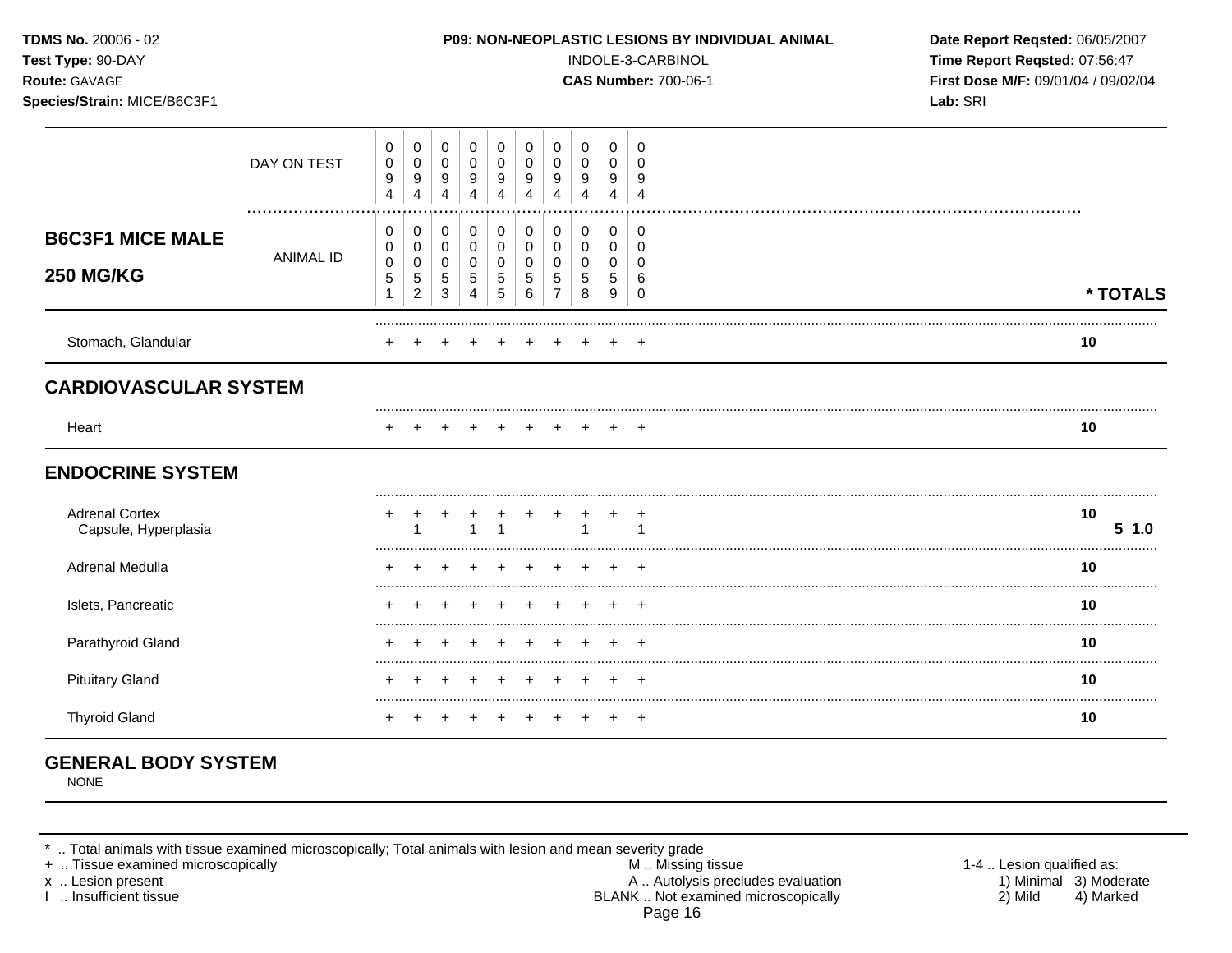**TDMS No.** 20006 - 02
**Test Type:** 90-DAY
**Route:** GAVAGE
**Species/Strain:** MICE/B6C3F1

**P09: NON-NEOPLASTIC LESIONS BY INDIVIDUAL ANIMAL**
INDOLE-3-CARBINOL
**CAS Number:** 700-06-1

**Date Report Reqsted:** 06/05/2007
**Time Report Reqsted:** 07:56:47
**First Dose M/F:** 09/01/04 / 09/02/04
**Lab:** SRI

## B6C3F1 MICE MALE 250 MG/KG

| | | | | | | | | | | | |
|---|---|---|---|---|---|---|---|---|---|---|---|
| DAY ON TEST | 0094 | 0094 | 0094 | 0094 | 0094 | 0094 | 0094 | 0094 | 0094 | 0094 | |
| ANIMAL ID | 00051 | 00052 | 00053 | 00054 | 00055 | 00056 | 00057 | 00058 | 00059 | 00060 | * TOTALS |
| Stomach, Glandular | + | + | + | + | + | + | + | + | + | + | 10 |
| **CARDIOVASCULAR SYSTEM** | | | | | | | | | | | |
| Heart | + | + | + | + | + | + | + | + | + | + | 10 |
| **ENDOCRINE SYSTEM** | | | | | | | | | | | |
| Adrenal Cortex | + | + | + | + | + | + | + | + | + | + | 10 |
| Capsule, Hyperplasia | | 1 | | 1 | 1 | | | 1 | | 1 | 5 1.0 |
| Adrenal Medulla | + | + | + | + | + | + | + | + | + | + | 10 |
| Islets, Pancreatic | + | + | + | + | + | + | + | + | + | + | 10 |
| Parathyroid Gland | + | + | + | + | + | + | + | + | + | + | 10 |
| Pituitary Gland | + | + | + | + | + | + | + | + | + | + | 10 |
| Thyroid Gland | + | + | + | + | + | + | + | + | + | + | 10 |

## GENERAL BODY SYSTEM

NONE

* .. Total animals with tissue examined microscopically; Total animals with lesion and mean severity grade
+ .. Tissue examined microscopically
x .. Lesion present
I .. Insufficient tissue

M .. Missing tissue
A .. Autolysis precludes evaluation
BLANK .. Not examined microscopically

1-4 .. Lesion qualified as:
1) Minimal 2) Mild 3) Moderate 4) Marked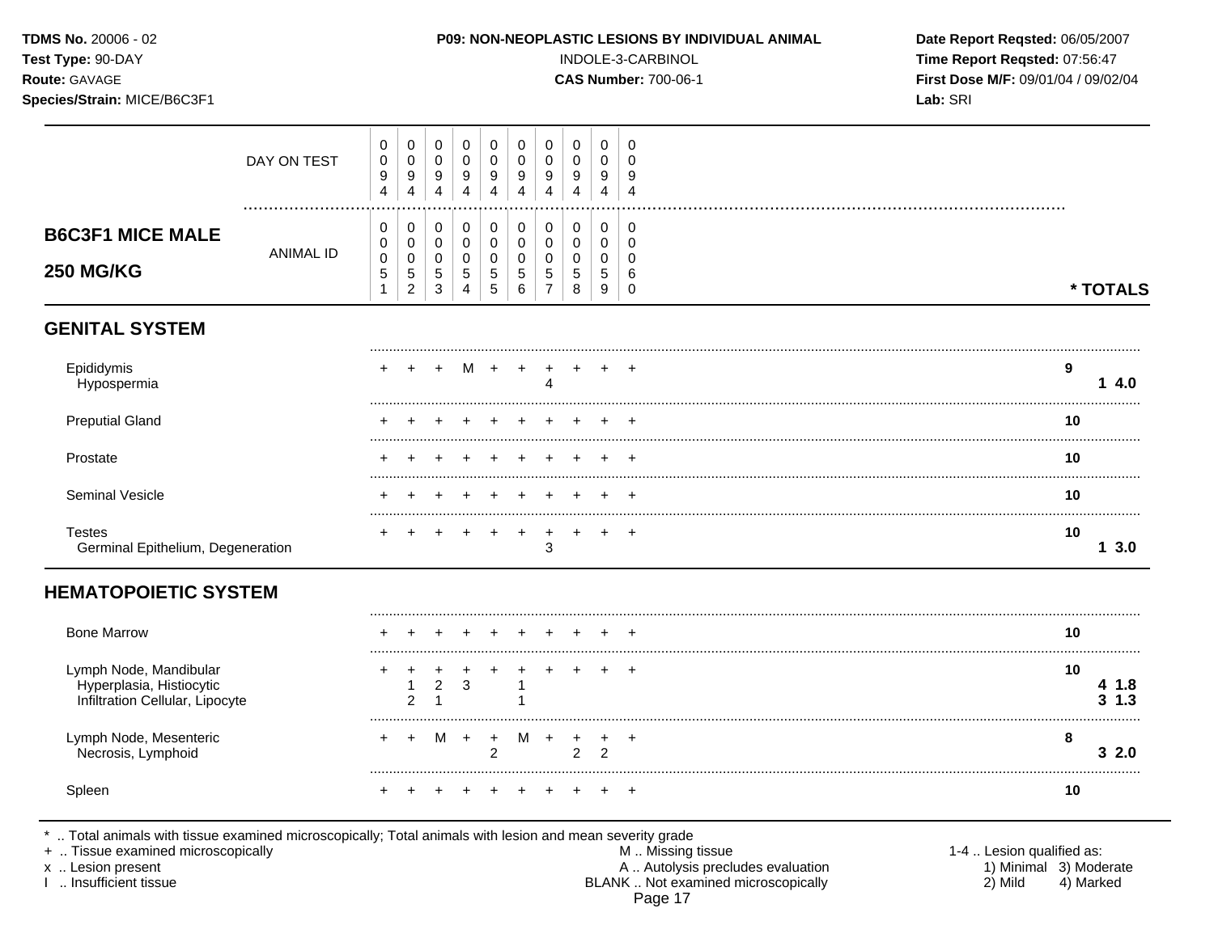**TDMS No.** 20006 - 02
**Test Type:** 90-DAY
**Route:** GAVAGE
**Species/Strain:** MICE/B6C3F1

**P09: NON-NEOPLASTIC LESIONS BY INDIVIDUAL ANIMAL**
INDOLE-3-CARBINOL
**CAS Number:** 700-06-1

**Date Report Reqsted:** 06/05/2007
**Time Report Reqsted:** 07:56:47
**First Dose M/F:** 09/01/04 / 09/02/04
**Lab:** SRI

## B6C3F1 MICE MALE 250 MG/KG

| | 0051 | 0052 | 0053 | 0054 | 0055 | 0056 | 0057 | 0058 | 0059 | 0060 | * TOTALS | |
|---|---|---|---|---|---|---|---|---|---|---|---|---|
| DAY ON TEST | 0094 | 0094 | 0094 | 0094 | 0094 | 0094 | 0094 | 0094 | 0094 | 0094 | | |
| **GENITAL SYSTEM** | | | | | | | | | | | | |
| Epididymis | + | + | + | M | + | + | + | + | + | + | 9 | |
| Hypospermia | | | | | | | 4 | | | | | 1 4.0 |
| Preputial Gland | + | + | + | + | + | + | + | + | + | + | 10 | |
| Prostate | + | + | + | + | + | + | + | + | + | + | 10 | |
| Seminal Vesicle | + | + | + | + | + | + | + | + | + | + | 10 | |
| Testes | + | + | + | + | + | + | + | + | + | + | 10 | |
| Germinal Epithelium, Degeneration | | | | | | | 3 | | | | | 1 3.0 |
| **HEMATOPOIETIC SYSTEM** | | | | | | | | | | | | |
| Bone Marrow | + | + | + | + | + | + | + | + | + | + | 10 | |
| Lymph Node, Mandibular | + | + | + | + | + | + | + | + | + | + | 10 | |
| Hyperplasia, Histiocytic | | 1 | 2 | 3 | | 1 | | | | | | 4 1.8 |
| Infiltration Cellular, Lipocyte | | 2 | 1 | | | 1 | | | | | | 3 1.3 |
| Lymph Node, Mesenteric | + | + | M | + | + | M | + | + | + | + | 8 | |
| Necrosis, Lymphoid | | | | | 2 | | | 2 | 2 | | | 3 2.0 |
| Spleen | + | + | + | + | + | + | + | + | + | + | 10 | |

\* .. Total animals with tissue examined microscopically; Total animals with lesion and mean severity grade
\+ .. Tissue examined microscopically
x .. Lesion present
I .. Insufficient tissue

M .. Missing tissue
A .. Autolysis precludes evaluation
BLANK .. Not examined microscopically

1-4 .. Lesion qualified as: 1) Minimal 2) Mild 3) Moderate 4) Marked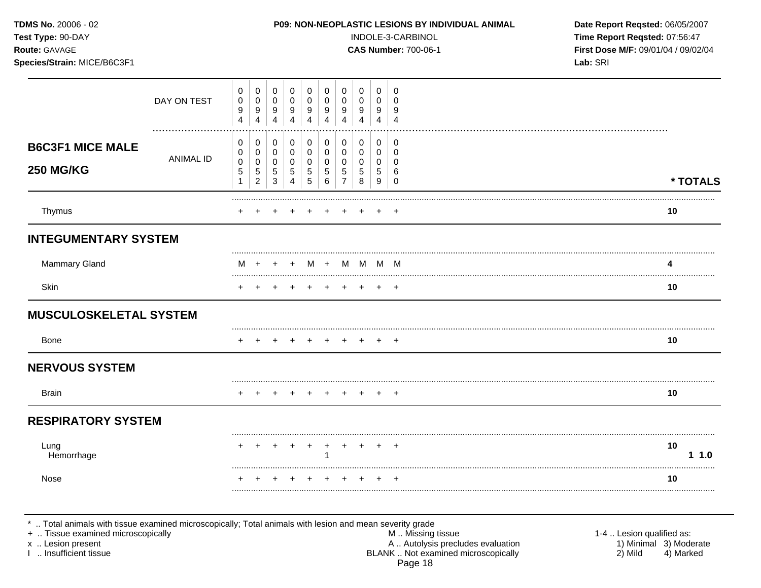**TDMS No.** 20006 - 02
**Test Type:** 90-DAY
**Route:** GAVAGE
**Species/Strain:** MICE/B6C3F1

**P09: NON-NEOPLASTIC LESIONS BY INDIVIDUAL ANIMAL**
INDOLE-3-CARBINOL
**CAS Number:** 700-06-1

**Date Report Reqsted:** 06/05/2007
**Time Report Reqsted:** 07:56:47
**First Dose M/F:** 09/01/04 / 09/02/04
**Lab:** SRI

| | DAY ON TEST | 0094 | 0094 | 0094 | 0094 | 0094 | 0094 | 0094 | 0094 | 0094 | 0094 | |
|---|---|---|---|---|---|---|---|---|---|---|---|---|
| **B6C3F1 MICE MALE 250 MG/KG** | ANIMAL ID | 00051 | 00052 | 00053 | 00054 | 00055 | 00056 | 00057 | 00058 | 00059 | 00060 | *** TOTALS** |
| Thymus | | + | + | + | + | + | + | + | + | + | + | **10** |
| **INTEGUMENTARY SYSTEM** | | | | | | | | | | | | |
| Mammary Gland | | M | + | + | + | M | + | M | M | M | M | **4** |
| Skin | | + | + | + | + | + | + | + | + | + | + | **10** |
| **MUSCULOSKELETAL SYSTEM** | | | | | | | | | | | | |
| Bone | | + | + | + | + | + | + | + | + | + | + | **10** |
| **NERVOUS SYSTEM** | | | | | | | | | | | | |
| Brain | | + | + | + | + | + | + | + | + | + | + | **10** |
| **RESPIRATORY SYSTEM** | | | | | | | | | | | | |
| Lung | | + | + | + | + | + | + | + | + | + | + | **10** |
| Hemorrhage | | | | | | | 1 | | | | | **1 1.0** |
| Nose | | + | + | + | + | + | + | + | + | + | + | **10** |

\* .. Total animals with tissue examined microscopically; Total animals with lesion and mean severity grade
\+ .. Tissue examined microscopically
x .. Lesion present
I .. Insufficient tissue

M .. Missing tissue
A .. Autolysis precludes evaluation
BLANK .. Not examined microscopically

1-4 .. Lesion qualified as:
1) Minimal 3) Moderate
2) Mild 4) Marked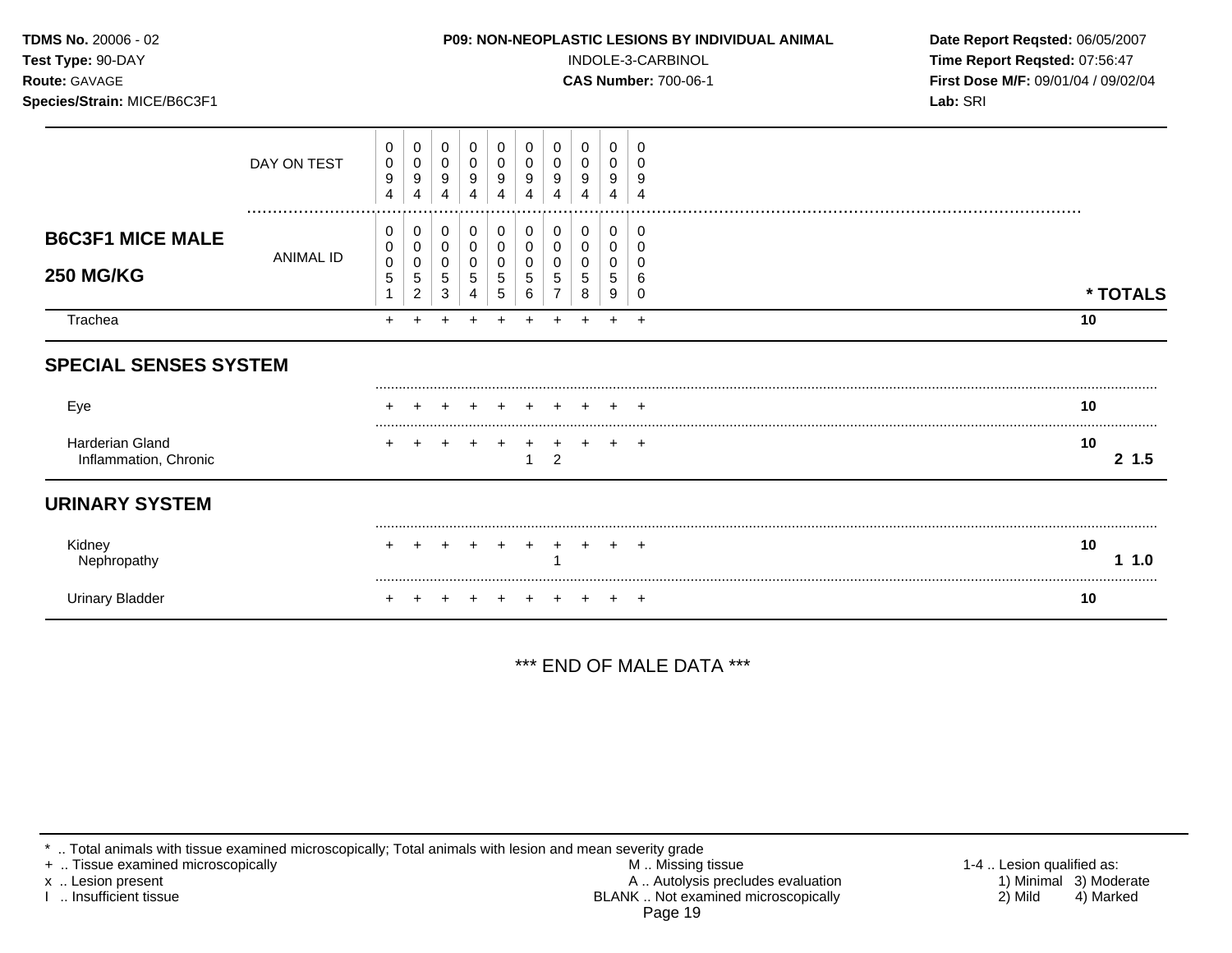**TDMS No.** 20006 - 02
**Test Type:** 90-DAY
**Route:** GAVAGE
**Species/Strain:** MICE/B6C3F1

**P09: NON-NEOPLASTIC LESIONS BY INDIVIDUAL ANIMAL**
INDOLE-3-CARBINOL
**CAS Number:** 700-06-1

**Date Report Reqsted:** 06/05/2007
**Time Report Reqsted:** 07:56:47
**First Dose M/F:** 09/01/04 / 09/02/04
**Lab:** SRI

| | DAY ON TEST | 0094 | 0094 | 0094 | 0094 | 0094 | 0094 | 0094 | 0094 | 0094 | 0094 | |
|---|---|---|---|---|---|---|---|---|---|---|---|---|
| **B6C3F1 MICE MALE 250 MG/KG** | ANIMAL ID | 00051 | 00052 | 00053 | 00054 | 00055 | 00056 | 00057 | 00058 | 00059 | 00060 | *** TOTALS** |
| Trachea | | + | + | + | + | + | + | + | + | + | + | **10** |
| **SPECIAL SENSES SYSTEM** | | | | | | | | | | | | |
| Eye | | + | + | + | + | + | + | + | + | + | + | **10** |
| Harderian Gland | | + | + | + | + | + | + | + | + | + | + | **10** |
| Inflammation, Chronic | | | | | | | 1 | 2 | | | | **2 1.5** |
| **URINARY SYSTEM** | | | | | | | | | | | | |
| Kidney | | + | + | + | + | + | + | + | + | + | + | **10** |
| Nephropathy | | | | | | | | 1 | | | | **1 1.0** |
| Urinary Bladder | | + | + | + | + | + | + | + | + | + | + | **10** |

*** END OF MALE DATA ***

* .. Total animals with tissue examined microscopically; Total animals with lesion and mean severity grade
+ .. Tissue examined microscopically
x .. Lesion present
I .. Insufficient tissue

M .. Missing tissue
A .. Autolysis precludes evaluation
BLANK .. Not examined microscopically

1-4 .. Lesion qualified as:
1) Minimal 2) Mild 3) Moderate 4) Marked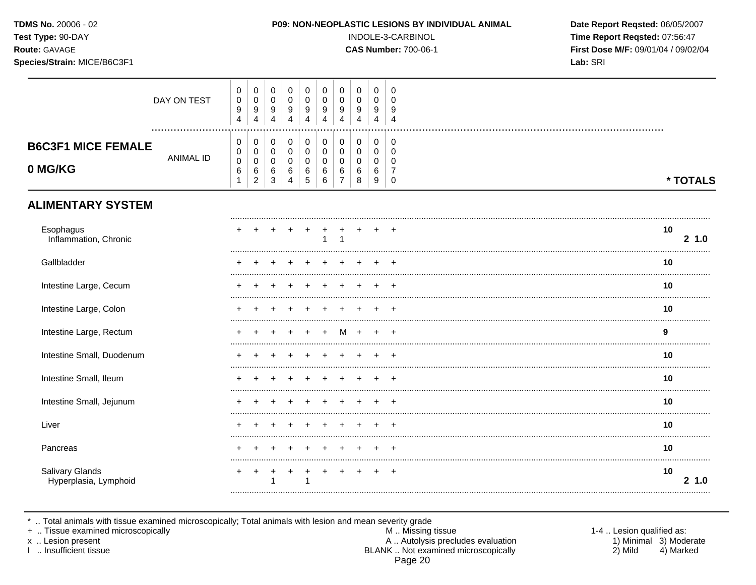**TDMS No.** 20006 - 02
**Test Type:** 90-DAY
**Route:** GAVAGE
**Species/Strain:** MICE/B6C3F1

**P09: NON-NEOPLASTIC LESIONS BY INDIVIDUAL ANIMAL**
INDOLE-3-CARBINOL
**CAS Number:** 700-06-1

**Date Report Reqsted:** 06/05/2007
**Time Report Reqsted:** 07:56:47
**First Dose M/F:** 09/01/04 / 09/02/04
**Lab:** SRI

| | 0061 | 0062 | 0063 | 0064 | 0065 | 0066 | 0067 | 0068 | 0069 | 0070 | * TOTALS |
|---|---|---|---|---|---|---|---|---|---|---|---|
| DAY ON TEST | 0094 | 0094 | 0094 | 0094 | 0094 | 0094 | 0094 | 0094 | 0094 | 0094 | |
| **B6C3F1 MICE FEMALE 0 MG/KG** — ANIMAL ID | 0061 | 0062 | 0063 | 0064 | 0065 | 0066 | 0067 | 0068 | 0069 | 0070 | |
| **ALIMENTARY SYSTEM** | | | | | | | | | | | |
| Esophagus | + | + | + | + | + | + | + | + | + | + | 10 |
| Inflammation, Chronic | | | | | | 1 | 1 | | | | 2 1.0 |
| Gallbladder | + | + | + | + | + | + | + | + | + | + | 10 |
| Intestine Large, Cecum | + | + | + | + | + | + | + | + | + | + | 10 |
| Intestine Large, Colon | + | + | + | + | + | + | + | + | + | + | 10 |
| Intestine Large, Rectum | + | + | + | + | + | + | M | + | + | + | 9 |
| Intestine Small, Duodenum | + | + | + | + | + | + | + | + | + | + | 10 |
| Intestine Small, Ileum | + | + | + | + | + | + | + | + | + | + | 10 |
| Intestine Small, Jejunum | + | + | + | + | + | + | + | + | + | + | 10 |
| Liver | + | + | + | + | + | + | + | + | + | + | 10 |
| Pancreas | + | + | + | + | + | + | + | + | + | + | 10 |
| Salivary Glands | + | + | + | + | + | + | + | + | + | + | 10 |
| Hyperplasia, Lymphoid | | | 1 | | 1 | | | | | | 2 1.0 |

\* .. Total animals with tissue examined microscopically; Total animals with lesion and mean severity grade
\+ .. Tissue examined microscopically
x .. Lesion present
I .. Insufficient tissue

M .. Missing tissue
A .. Autolysis precludes evaluation
BLANK .. Not examined microscopically

1-4 .. Lesion qualified as:
1) Minimal 3) Moderate
2) Mild 4) Marked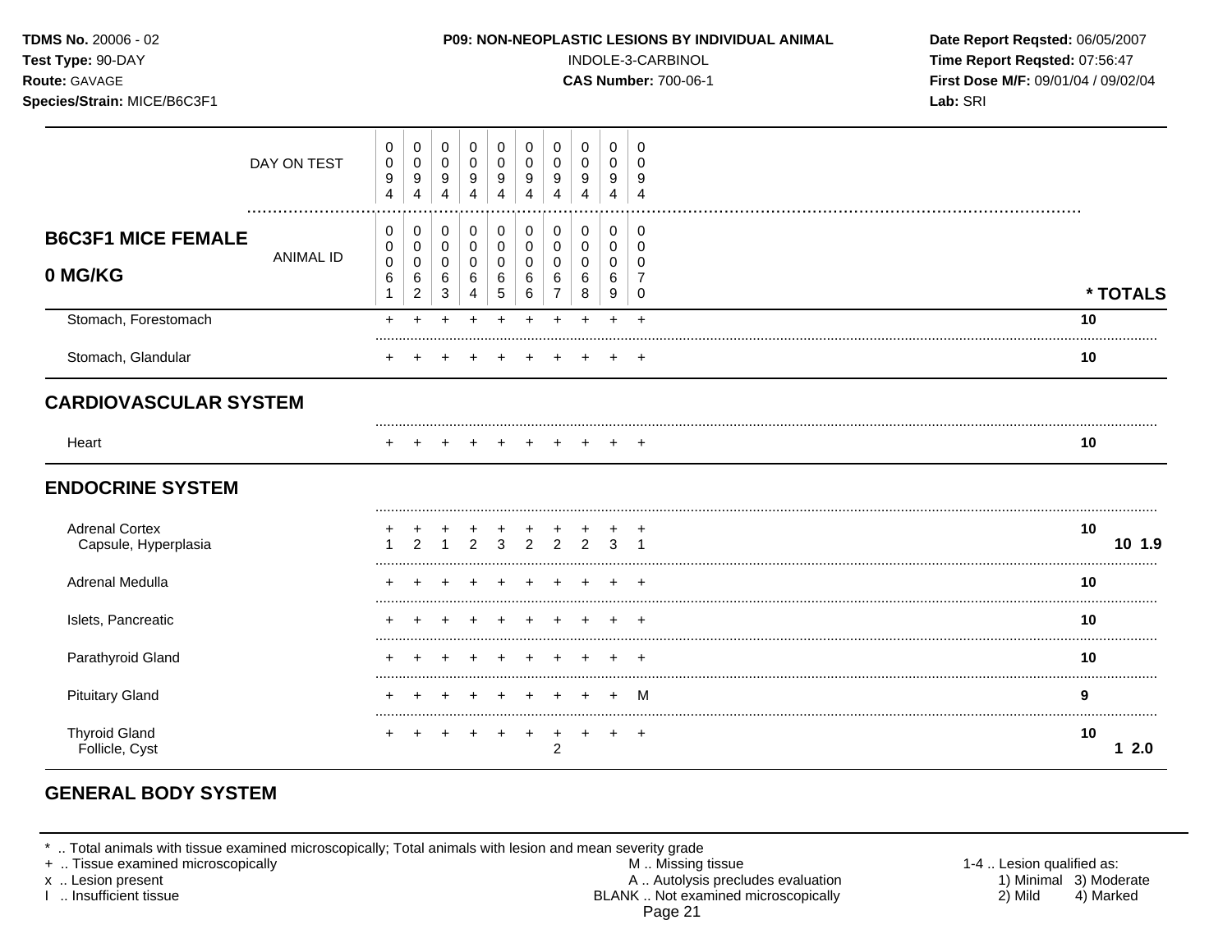**TDMS No.** 20006 - 02
**Test Type:** 90-DAY
**Route:** GAVAGE
**Species/Strain:** MICE/B6C3F1

**P09: NON-NEOPLASTIC LESIONS BY INDIVIDUAL ANIMAL**
INDOLE-3-CARBINOL
**CAS Number:** 700-06-1

**Date Report Reqsted:** 06/05/2007
**Time Report Reqsted:** 07:56:47
**First Dose M/F:** 09/01/04 / 09/02/04
**Lab:** SRI

## B6C3F1 MICE FEMALE 0 MG/KG

| | | | | | | | | | | | |
|---|---|---|---|---|---|---|---|---|---|---|---|
| DAY ON TEST | 0094 | 0094 | 0094 | 0094 | 0094 | 0094 | 0094 | 0094 | 0094 | 0094 | |
| ANIMAL ID | 00061 | 00062 | 00063 | 00064 | 00065 | 00066 | 00067 | 00068 | 00069 | 00070 | * TOTALS |
| Stomach, Forestomach | + | + | + | + | + | + | + | + | + | + | 10 |
| Stomach, Glandular | + | + | + | + | + | + | + | + | + | + | 10 |
| **CARDIOVASCULAR SYSTEM** | | | | | | | | | | | |
| Heart | + | + | + | + | + | + | + | + | + | + | 10 |
| **ENDOCRINE SYSTEM** | | | | | | | | | | | |
| Adrenal Cortex | + | + | + | + | + | + | + | + | + | + | 10 |
| Capsule, Hyperplasia | 1 | 2 | 1 | 2 | 3 | 2 | 2 | 2 | 3 | 1 | 10 1.9 |
| Adrenal Medulla | + | + | + | + | + | + | + | + | + | + | 10 |
| Islets, Pancreatic | + | + | + | + | + | + | + | + | + | + | 10 |
| Parathyroid Gland | + | + | + | + | + | + | + | + | + | + | 10 |
| Pituitary Gland | + | + | + | + | + | + | + | + | + | M | 9 |
| Thyroid Gland | + | + | + | + | + | + | + | + | + | + | 10 |
| Follicle, Cyst | | | | | | | 2 | | | | 1 2.0 |

## GENERAL BODY SYSTEM

\* .. Total animals with tissue examined microscopically; Total animals with lesion and mean severity grade
\+ .. Tissue examined microscopically
x .. Lesion present
I .. Insufficient tissue

M .. Missing tissue
A .. Autolysis precludes evaluation
BLANK .. Not examined microscopically

1-4 .. Lesion qualified as:
1) Minimal 3) Moderate
2) Mild 4) Marked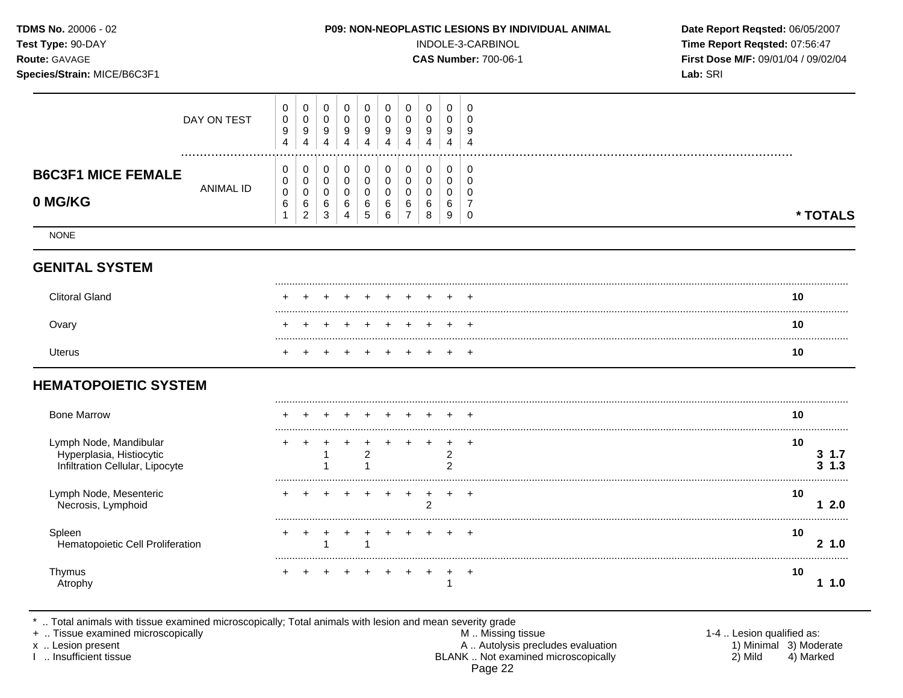TDMS No. 20006 - 02
Test Type: 90-DAY
Route: GAVAGE
Species/Strain: MICE/B6C3F1

**P09: NON-NEOPLASTIC LESIONS BY INDIVIDUAL ANIMAL**
INDOLE-3-CARBINOL
**CAS Number:** 700-06-1

Date Report Reqsted: 06/05/2007
Time Report Reqsted: 07:56:47
First Dose M/F: 09/01/04 / 09/02/04
Lab: SRI

## B6C3F1 MICE FEMALE 0 MG/KG

| | 1 | 2 | 3 | 4 | 5 | 6 | 7 | 8 | 9 | 10 | * TOTALS | |
|---|---|---|---|---|---|---|---|---|---|---|---|---|
| DAY ON TEST | 0094 | 0094 | 0094 | 0094 | 0094 | 0094 | 0094 | 0094 | 0094 | 0094 | | |
| ANIMAL ID | 00061 | 00062 | 00063 | 00064 | 00065 | 00066 | 00067 | 00068 | 00069 | 00070 | | |
| NONE | | | | | | | | | | | | |
| **GENITAL SYSTEM** | | | | | | | | | | | | |
| Clitoral Gland | + | + | + | + | + | + | + | + | + | + | 10 | |
| Ovary | + | + | + | + | + | + | + | + | + | + | 10 | |
| Uterus | + | + | + | + | + | + | + | + | + | + | 10 | |
| **HEMATOPOIETIC SYSTEM** | | | | | | | | | | | | |
| Bone Marrow | + | + | + | + | + | + | + | + | + | + | 10 | |
| Lymph Node, Mandibular | + | + | + | + | + | + | + | + | + | + | 10 | |
| Hyperplasia, Histiocytic | | | 1 | | 2 | | | | 2 | | | 3 1.7 |
| Infiltration Cellular, Lipocyte | | | 1 | | 1 | | | | 2 | | | 3 1.3 |
| Lymph Node, Mesenteric | + | + | + | + | + | + | + | + | + | + | 10 | |
| Necrosis, Lymphoid | | | | | | | | 2 | | | | 1 2.0 |
| Spleen | + | + | + | + | + | + | + | + | + | + | 10 | |
| Hematopoietic Cell Proliferation | | | 1 | | 1 | | | | | | | 2 1.0 |
| Thymus | + | + | + | + | + | + | + | + | + | + | 10 | |
| Atrophy | | | | | | | | | 1 | | | 1 1.0 |

\* .. Total animals with tissue examined microscopically; Total animals with lesion and mean severity grade
\+ .. Tissue examined microscopically
x .. Lesion present
I .. Insufficient tissue

M .. Missing tissue
A .. Autolysis precludes evaluation
BLANK .. Not examined microscopically

1-4 .. Lesion qualified as:
1) Minimal 2) Mild 3) Moderate 4) Marked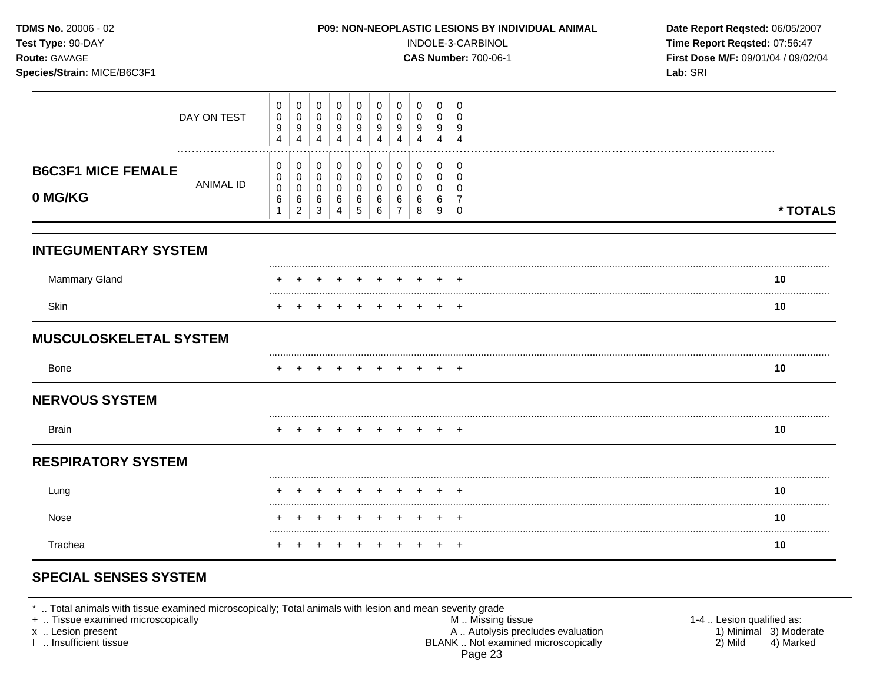**TDMS No.** 20006 - 02
**Test Type:** 90-DAY
**Route:** GAVAGE
**Species/Strain:** MICE/B6C3F1

**P09: NON-NEOPLASTIC LESIONS BY INDIVIDUAL ANIMAL**
INDOLE-3-CARBINOL
**CAS Number:** 700-06-1

**Date Report Reqsted:** 06/05/2007
**Time Report Reqsted:** 07:56:47
**First Dose M/F:** 09/01/04 / 09/02/04
**Lab:** SRI

| | DAY ON TEST | 0094 | 0094 | 0094 | 0094 | 0094 | 0094 | 0094 | 0094 | 0094 | 0094 | |
|---|---|---|---|---|---|---|---|---|---|---|---|---|
| **B6C3F1 MICE FEMALE 0 MG/KG** | ANIMAL ID | 00061 | 00062 | 00063 | 00064 | 00065 | 00066 | 00067 | 00068 | 00069 | 00070 | *** TOTALS** |
| **INTEGUMENTARY SYSTEM** | | | | | | | | | | | | |
| Mammary Gland | | + | + | + | + | + | + | + | + | + | + | **10** |
| Skin | | + | + | + | + | + | + | + | + | + | + | **10** |
| **MUSCULOSKELETAL SYSTEM** | | | | | | | | | | | | |
| Bone | | + | + | + | + | + | + | + | + | + | + | **10** |
| **NERVOUS SYSTEM** | | | | | | | | | | | | |
| Brain | | + | + | + | + | + | + | + | + | + | + | **10** |
| **RESPIRATORY SYSTEM** | | | | | | | | | | | | |
| Lung | | + | + | + | + | + | + | + | + | + | + | **10** |
| Nose | | + | + | + | + | + | + | + | + | + | + | **10** |
| Trachea | | + | + | + | + | + | + | + | + | + | + | **10** |
| **SPECIAL SENSES SYSTEM** | | | | | | | | | | | | |

\* .. Total animals with tissue examined microscopically; Total animals with lesion and mean severity grade
\+ .. Tissue examined microscopically
x .. Lesion present
I .. Insufficient tissue

M .. Missing tissue
A .. Autolysis precludes evaluation
BLANK .. Not examined microscopically

1-4 .. Lesion qualified as:
1) Minimal 2) Mild 3) Moderate 4) Marked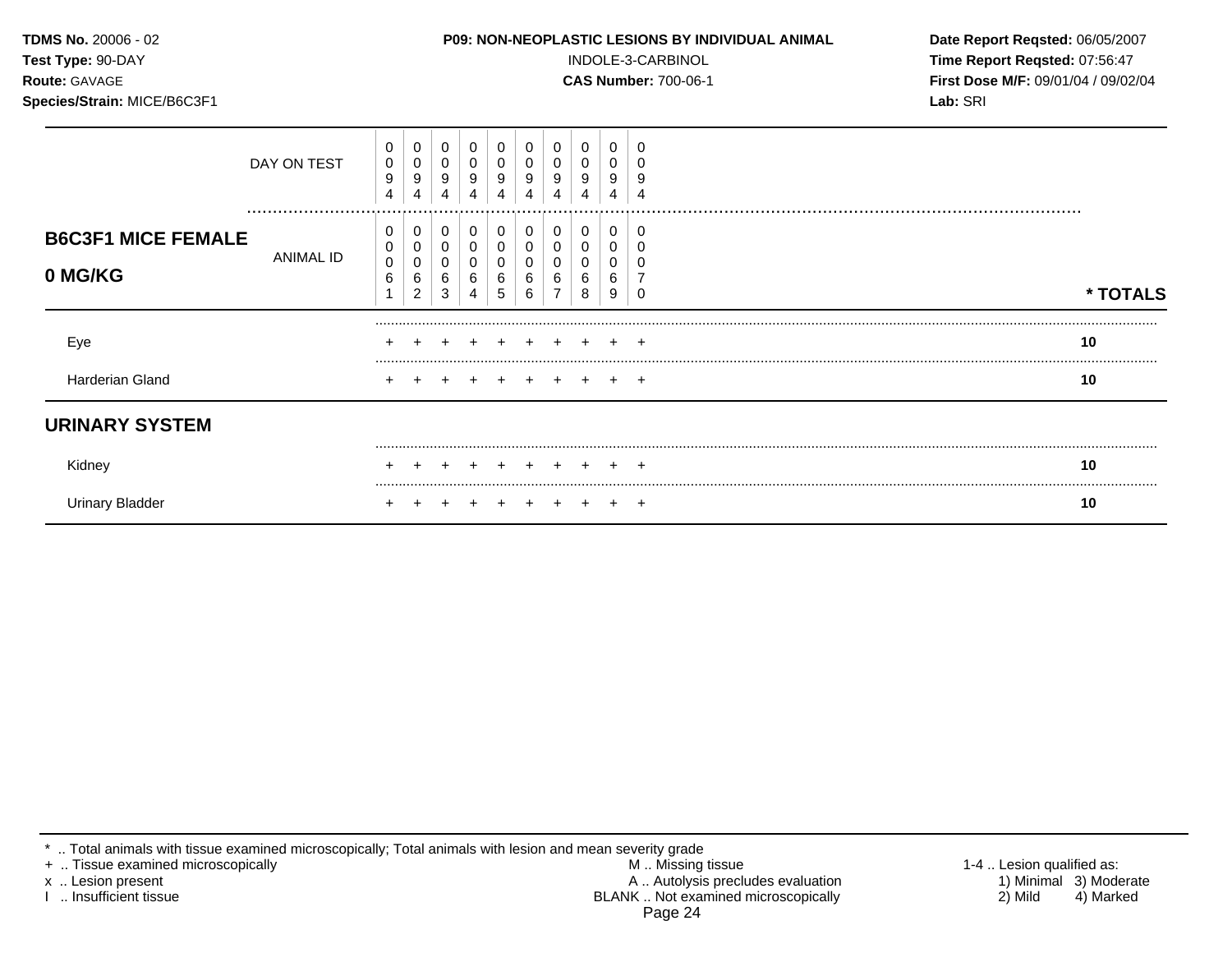**TDMS No.** 20006 - 02
**Test Type:** 90-DAY
**Route:** GAVAGE
**Species/Strain:** MICE/B6C3F1

**P09: NON-NEOPLASTIC LESIONS BY INDIVIDUAL ANIMAL**
INDOLE-3-CARBINOL
**CAS Number:** 700-06-1

**Date Report Reqsted:** 06/05/2007
**Time Report Reqsted:** 07:56:47
**First Dose M/F:** 09/01/04 / 09/02/04
**Lab:** SRI

| **B6C3F1 MICE FEMALE 0 MG/KG** | | | | | | | | | | | |
|---|---|---|---|---|---|---|---|---|---|---|---|
| DAY ON TEST | 0094 | 0094 | 0094 | 0094 | 0094 | 0094 | 0094 | 0094 | 0094 | 0094 | |
| ANIMAL ID | 00061 | 00062 | 00063 | 00064 | 00065 | 00066 | 00067 | 00068 | 00069 | 00070 | **\* TOTALS** |
| Eye | + | + | + | + | + | + | + | + | + | + | **10** |
| Harderian Gland | + | + | + | + | + | + | + | + | + | + | **10** |
| **URINARY SYSTEM** | | | | | | | | | | | |
| Kidney | + | + | + | + | + | + | + | + | + | + | **10** |
| Urinary Bladder | + | + | + | + | + | + | + | + | + | + | **10** |

\* .. Total animals with tissue examined microscopically; Total animals with lesion and mean severity grade
\+ .. Tissue examined microscopically
x .. Lesion present
I .. Insufficient tissue

M .. Missing tissue
A .. Autolysis precludes evaluation
BLANK .. Not examined microscopically

1-4 .. Lesion qualified as:
1) Minimal 3) Moderate
2) Mild 4) Marked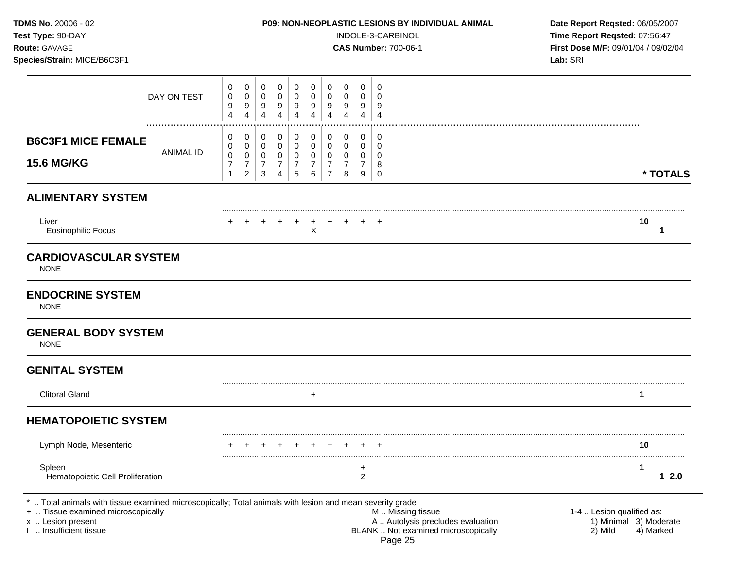**TDMS No.** 20006 - 02
**Test Type:** 90-DAY
**Route:** GAVAGE
**Species/Strain:** MICE/B6C3F1

**P09: NON-NEOPLASTIC LESIONS BY INDIVIDUAL ANIMAL**
INDOLE-3-CARBINOL
**CAS Number:** 700-06-1

**Date Report Reqsted:** 06/05/2007
**Time Report Reqsted:** 07:56:47
**First Dose M/F:** 09/01/04 / 09/02/04
**Lab:** SRI

| | 0071 | 0072 | 0073 | 0074 | 0075 | 0076 | 0077 | 0078 | 0079 | 0080 | |
|---|---|---|---|---|---|---|---|---|---|---|---|
| DAY ON TEST | 0094 | 0094 | 0094 | 0094 | 0094 | 0094 | 0094 | 0094 | 0094 | 0094 | |
| **B6C3F1 MICE FEMALE 15.6 MG/KG** — ANIMAL ID | 0071 | 0072 | 0073 | 0074 | 0075 | 0076 | 0077 | 0078 | 0079 | 0080 | *** TOTALS** |
| **ALIMENTARY SYSTEM** | | | | | | | | | | | |
| Liver | + | + | + | + | + | + | + | + | + | + | 10 |
| Eosinophilic Focus | | | | | | X | | | | | 1 |
| **CARDIOVASCULAR SYSTEM** | | | | | | | | | | | |
| NONE | | | | | | | | | | | |
| **ENDOCRINE SYSTEM** | | | | | | | | | | | |
| NONE | | | | | | | | | | | |
| **GENERAL BODY SYSTEM** | | | | | | | | | | | |
| NONE | | | | | | | | | | | |
| **GENITAL SYSTEM** | | | | | | | | | | | |
| Clitoral Gland | | | | | | + | | | | | 1 |
| **HEMATOPOIETIC SYSTEM** | | | | | | | | | | | |
| Lymph Node, Mesenteric | + | + | + | + | + | + | + | + | + | + | 10 |
| Spleen | | | | | | | | | + | | 1 |
| Hematopoietic Cell Proliferation | | | | | | | | | 2 | | 1 2.0 |

\* .. Total animals with tissue examined microscopically; Total animals with lesion and mean severity grade
\+ .. Tissue examined microscopically
x .. Lesion present
I .. Insufficient tissue

M .. Missing tissue
A .. Autolysis precludes evaluation
BLANK .. Not examined microscopically

1-4 .. Lesion qualified as:
1) Minimal 2) Mild 3) Moderate 4) Marked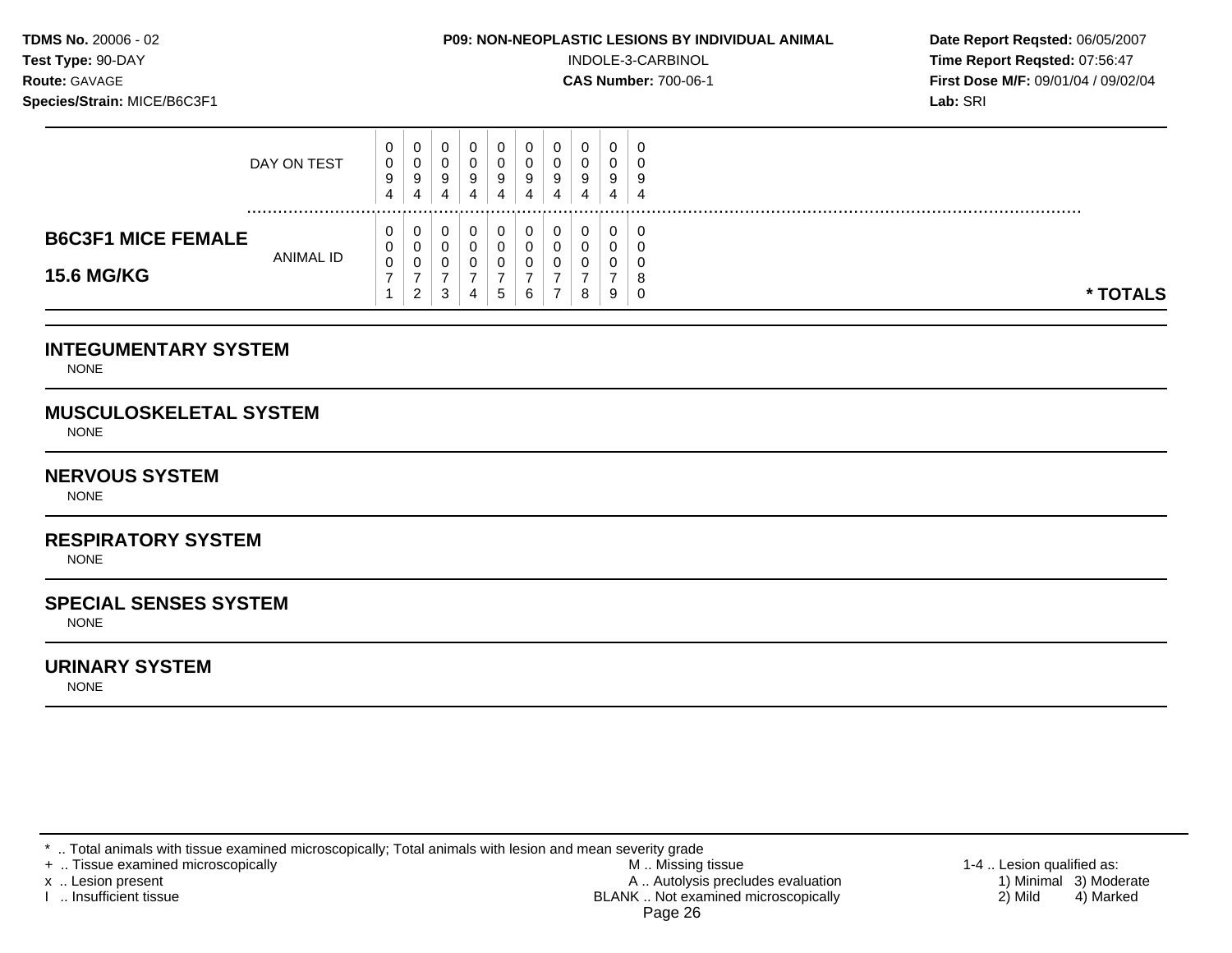**TDMS No.** 20006 - 02
**Test Type:** 90-DAY
**Route:** GAVAGE
**Species/Strain:** MICE/B6C3F1

**P09: NON-NEOPLASTIC LESIONS BY INDIVIDUAL ANIMAL**
INDOLE-3-CARBINOL
**CAS Number:** 700-06-1

**Date Report Reqsted:** 06/05/2007
**Time Report Reqsted:** 07:56:47
**First Dose M/F:** 09/01/04 / 09/02/04
**Lab:** SRI

| | | | | | | | | | | | |
|---|---|---|---|---|---|---|---|---|---|---|---|
| DAY ON TEST | 0094 | 0094 | 0094 | 0094 | 0094 | 0094 | 0094 | 0094 | 0094 | 0094 | |
| **B6C3F1 MICE FEMALE 15.6 MG/KG** ANIMAL ID | 00071 | 00072 | 00073 | 00074 | 00075 | 00076 | 00077 | 00078 | 00079 | 00080 | *** TOTALS** |

## INTEGUMENTARY SYSTEM
NONE

## MUSCULOSKELETAL SYSTEM
NONE

## NERVOUS SYSTEM
NONE

## RESPIRATORY SYSTEM
NONE

## SPECIAL SENSES SYSTEM
NONE

## URINARY SYSTEM
NONE

* .. Total animals with tissue examined microscopically; Total animals with lesion and mean severity grade
+ .. Tissue examined microscopically
x .. Lesion present
I .. Insufficient tissue

M .. Missing tissue
A .. Autolysis precludes evaluation
BLANK .. Not examined microscopically

1-4 .. Lesion qualified as:
1) Minimal 3) Moderate
2) Mild 4) Marked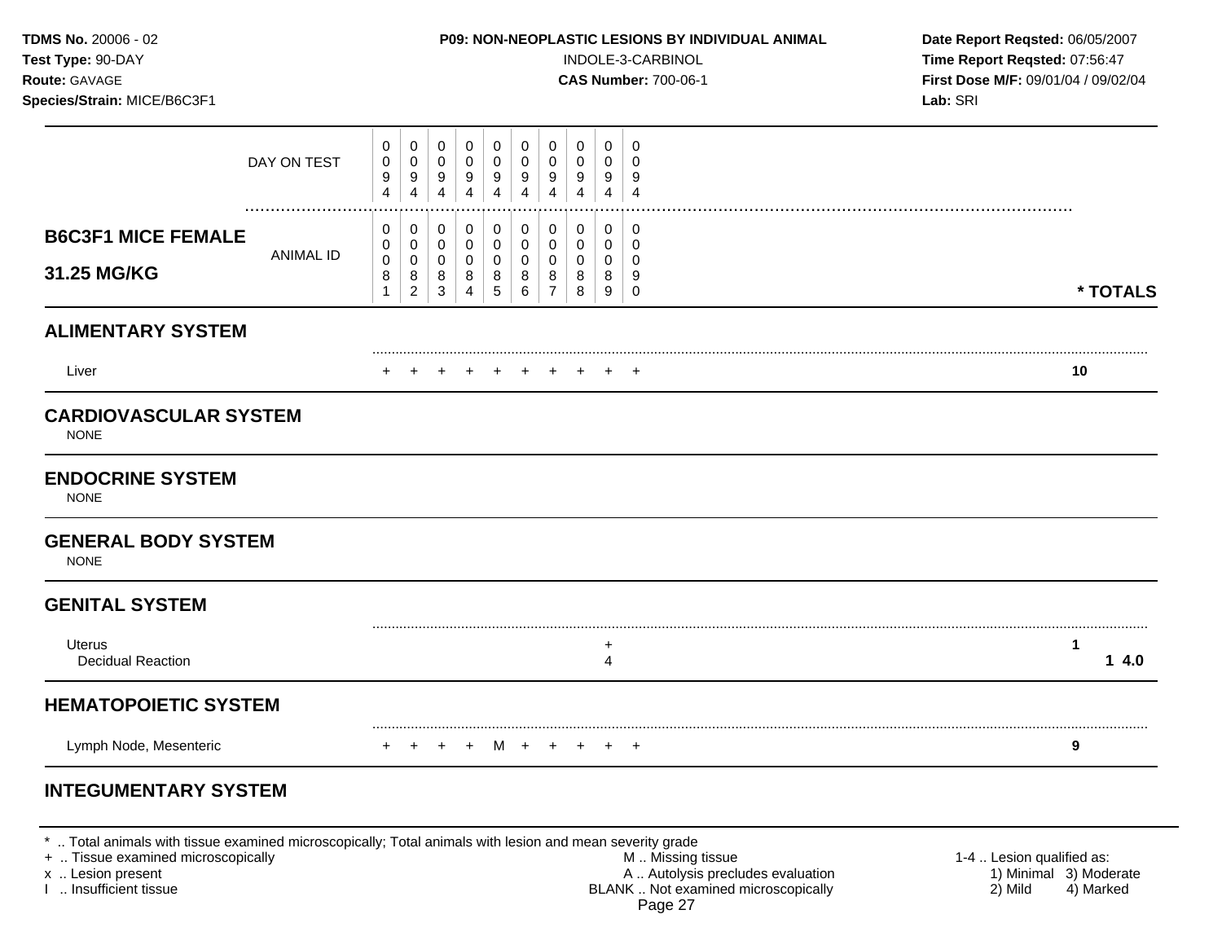**TDMS No.** 20006 - 02
**Test Type:** 90-DAY
**Route:** GAVAGE
**Species/Strain:** MICE/B6C3F1

**P09: NON-NEOPLASTIC LESIONS BY INDIVIDUAL ANIMAL**
INDOLE-3-CARBINOL
**CAS Number:** 700-06-1

**Date Report Reqsted:** 06/05/2007
**Time Report Reqsted:** 07:56:47
**First Dose M/F:** 09/01/04 / 09/02/04
**Lab:** SRI

## B6C3F1 MICE FEMALE 31.25 MG/KG

| DAY ON TEST | 0094 | 0094 | 0094 | 0094 | 0094 | 0094 | 0094 | 0094 | 0094 | 0094 | |
|---|---|---|---|---|---|---|---|---|---|---|---|
| **ANIMAL ID** | 0081 | 0082 | 0083 | 0084 | 0085 | 0086 | 0087 | 0088 | 0089 | 0090 | *** TOTALS** |
| **ALIMENTARY SYSTEM** | | | | | | | | | | | |
| Liver | + | + | + | + | + | + | + | + | + | + | **10** |
| **CARDIOVASCULAR SYSTEM** | | | | | | | | | | | |
| NONE | | | | | | | | | | | |
| **ENDOCRINE SYSTEM** | | | | | | | | | | | |
| NONE | | | | | | | | | | | |
| **GENERAL BODY SYSTEM** | | | | | | | | | | | |
| NONE | | | | | | | | | | | |
| **GENITAL SYSTEM** | | | | | | | | | | | |
| Uterus | | | | | | | | | + | | **1** |
| Decidual Reaction | | | | | | | | | 4 | | **1 4.0** |
| **HEMATOPOIETIC SYSTEM** | | | | | | | | | | | |
| Lymph Node, Mesenteric | + | + | + | + | M | + | + | + | + | + | **9** |
| **INTEGUMENTARY SYSTEM** | | | | | | | | | | | |

\* .. Total animals with tissue examined microscopically; Total animals with lesion and mean severity grade
\+ .. Tissue examined microscopically
x .. Lesion present
I .. Insufficient tissue

M .. Missing tissue
A .. Autolysis precludes evaluation
BLANK .. Not examined microscopically

1-4 .. Lesion qualified as:
1) Minimal 2) Mild 3) Moderate 4) Marked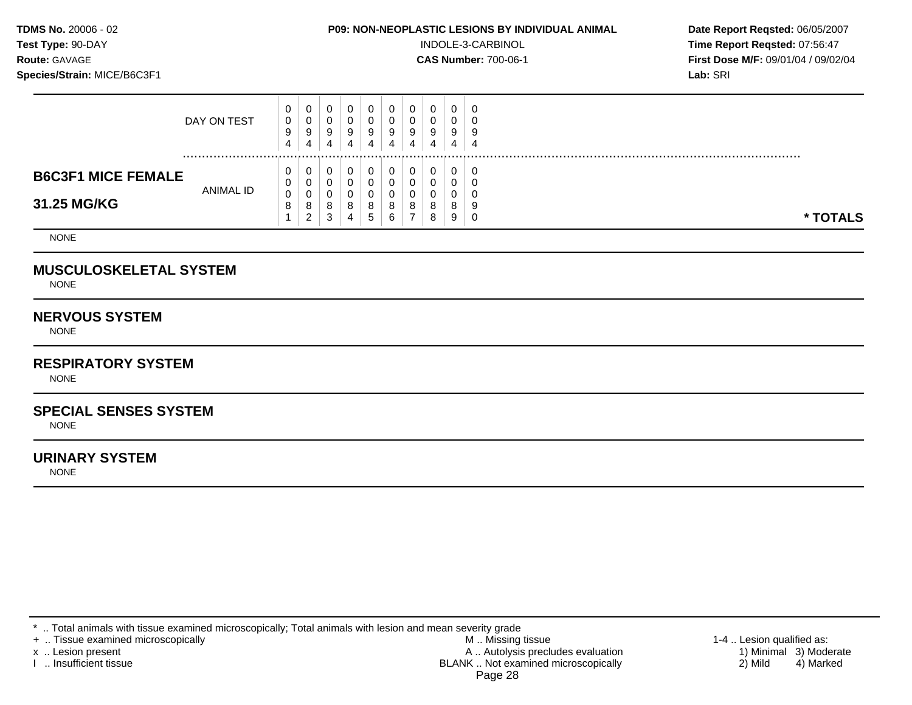**TDMS No.** 20006 - 02
**Test Type:** 90-DAY
**Route:** GAVAGE
**Species/Strain:** MICE/B6C3F1

**P09: NON-NEOPLASTIC LESIONS BY INDIVIDUAL ANIMAL**
INDOLE-3-CARBINOL
**CAS Number:** 700-06-1

**Date Report Reqsted:** 06/05/2007
**Time Report Reqsted:** 07:56:47
**First Dose M/F:** 09/01/04 / 09/02/04
**Lab:** SRI

| | | | | | | | | | | | |
|---|---|---|---|---|---|---|---|---|---|---|---|
| DAY ON TEST | 0094 | 0094 | 0094 | 0094 | 0094 | 0094 | 0094 | 0094 | 0094 | 0094 | |
| **B6C3F1 MICE FEMALE 31.25 MG/KG** ANIMAL ID | 00081 | 00082 | 00083 | 00084 | 00085 | 00086 | 00087 | 00088 | 00089 | 00090 | *** TOTALS** |

NONE

## MUSCULOSKELETAL SYSTEM
NONE

## NERVOUS SYSTEM
NONE

## RESPIRATORY SYSTEM
NONE

## SPECIAL SENSES SYSTEM
NONE

## URINARY SYSTEM
NONE

\* .. Total animals with tissue examined microscopically; Total animals with lesion and mean severity grade
\+ .. Tissue examined microscopically
x .. Lesion present
I .. Insufficient tissue
M .. Missing tissue
A .. Autolysis precludes evaluation
BLANK .. Not examined microscopically
1-4 .. Lesion qualified as: 1) Minimal 2) Mild 3) Moderate 4) Marked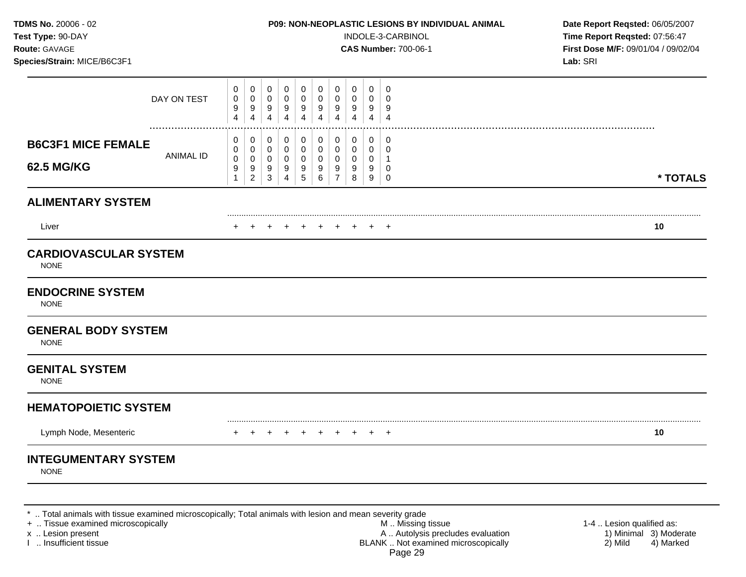**TDMS No.** 20006 - 02
**Test Type:** 90-DAY
**Route:** GAVAGE
**Species/Strain:** MICE/B6C3F1

**P09: NON-NEOPLASTIC LESIONS BY INDIVIDUAL ANIMAL**
INDOLE-3-CARBINOL
**CAS Number:** 700-06-1

**Date Report Reqsted:** 06/05/2007
**Time Report Reqsted:** 07:56:47
**First Dose M/F:** 09/01/04 / 09/02/04
**Lab:** SRI

| | | | | | | | | | | | |
|---|---|---|---|---|---|---|---|---|---|---|---|
| DAY ON TEST | 0094 | 0094 | 0094 | 0094 | 0094 | 0094 | 0094 | 0094 | 0094 | 0094 | |
| **B6C3F1 MICE FEMALE 62.5 MG/KG** — ANIMAL ID | 00091 | 00092 | 00093 | 00094 | 00095 | 00096 | 00097 | 00098 | 00099 | 00100 | *** TOTALS** |
| **ALIMENTARY SYSTEM** | | | | | | | | | | | |
| Liver | + | + | + | + | + | + | + | + | + | + | **10** |
| **CARDIOVASCULAR SYSTEM** | | | | | | | | | | | |
| NONE | | | | | | | | | | | |
| **ENDOCRINE SYSTEM** | | | | | | | | | | | |
| NONE | | | | | | | | | | | |
| **GENERAL BODY SYSTEM** | | | | | | | | | | | |
| NONE | | | | | | | | | | | |
| **GENITAL SYSTEM** | | | | | | | | | | | |
| NONE | | | | | | | | | | | |
| **HEMATOPOIETIC SYSTEM** | | | | | | | | | | | |
| Lymph Node, Mesenteric | + | + | + | + | + | + | + | + | + | + | **10** |
| **INTEGUMENTARY SYSTEM** | | | | | | | | | | | |
| NONE | | | | | | | | | | | |

\* .. Total animals with tissue examined microscopically; Total animals with lesion and mean severity grade
\+ .. Tissue examined microscopically
x .. Lesion present
I .. Insufficient tissue

M .. Missing tissue
A .. Autolysis precludes evaluation
BLANK .. Not examined microscopically

1-4 .. Lesion qualified as:
1) Minimal 2) Mild 3) Moderate 4) Marked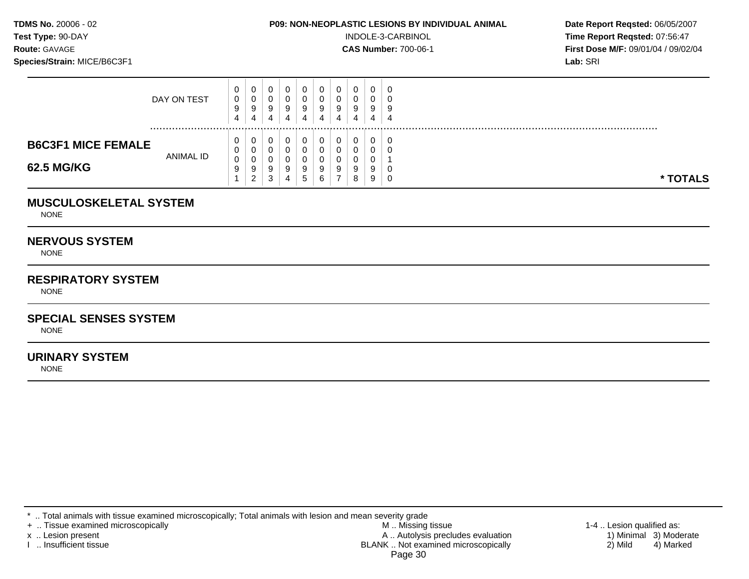**TDMS No.** 20006 - 02
**Test Type:** 90-DAY
**Route:** GAVAGE
**Species/Strain:** MICE/B6C3F1

**P09: NON-NEOPLASTIC LESIONS BY INDIVIDUAL ANIMAL**
INDOLE-3-CARBINOL
**CAS Number:** 700-06-1

**Date Report Reqsted:** 06/05/2007
**Time Report Reqsted:** 07:56:47
**First Dose M/F:** 09/01/04 / 09/02/04
**Lab:** SRI

| | | | | | | | | | | | |
|---|---|---|---|---|---|---|---|---|---|---|---|
| DAY ON TEST | 0094 | 0094 | 0094 | 0094 | 0094 | 0094 | 0094 | 0094 | 0094 | 0094 | |
| **B6C3F1 MICE FEMALE 62.5 MG/KG** ANIMAL ID | 00091 | 00092 | 00093 | 00094 | 00095 | 00096 | 00097 | 00098 | 00099 | 00100 | **\* TOTALS** |

## MUSCULOSKELETAL SYSTEM

NONE

## NERVOUS SYSTEM

NONE

## RESPIRATORY SYSTEM

NONE

## SPECIAL SENSES SYSTEM

NONE

## URINARY SYSTEM

NONE

\* .. Total animals with tissue examined microscopically; Total animals with lesion and mean severity grade
\+ .. Tissue examined microscopically
x .. Lesion present
I .. Insufficient tissue

M .. Missing tissue
A .. Autolysis precludes evaluation
BLANK .. Not examined microscopically

1-4 .. Lesion qualified as:
1) Minimal 2) Mild 3) Moderate 4) Marked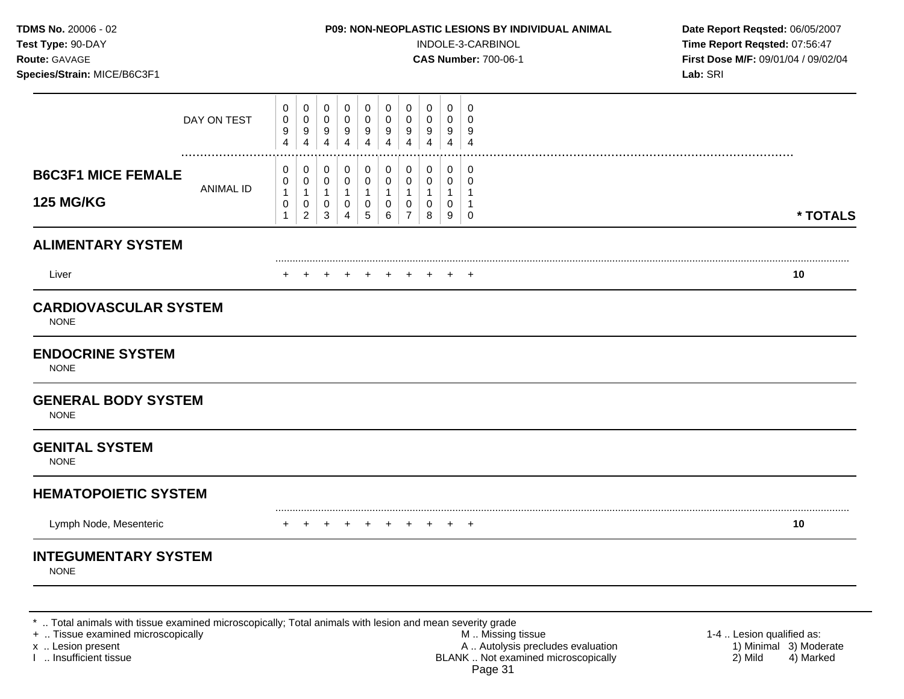**TDMS No.** 20006 - 02
**Test Type:** 90-DAY
**Route:** GAVAGE
**Species/Strain:** MICE/B6C3F1

**P09: NON-NEOPLASTIC LESIONS BY INDIVIDUAL ANIMAL**
INDOLE-3-CARBINOL
**CAS Number:** 700-06-1

**Date Report Reqsted:** 06/05/2007
**Time Report Reqsted:** 07:56:47
**First Dose M/F:** 09/01/04 / 09/02/04
**Lab:** SRI

| | | | | | | | | | | | |
|---|---|---|---|---|---|---|---|---|---|---|---|
| DAY ON TEST | 0094 | 0094 | 0094 | 0094 | 0094 | 0094 | 0094 | 0094 | 0094 | 0094 | |
| **B6C3F1 MICE FEMALE 125 MG/KG** ANIMAL ID | 00101 | 00102 | 00103 | 00104 | 00105 | 00106 | 00107 | 00108 | 00109 | 00110 | *** TOTALS** |
| **ALIMENTARY SYSTEM** | | | | | | | | | | | |
| Liver | + | + | + | + | + | + | + | + | + | + | **10** |
| **CARDIOVASCULAR SYSTEM** | | | | | | | | | | | |
| NONE | | | | | | | | | | | |
| **ENDOCRINE SYSTEM** | | | | | | | | | | | |
| NONE | | | | | | | | | | | |
| **GENERAL BODY SYSTEM** | | | | | | | | | | | |
| NONE | | | | | | | | | | | |
| **GENITAL SYSTEM** | | | | | | | | | | | |
| NONE | | | | | | | | | | | |
| **HEMATOPOIETIC SYSTEM** | | | | | | | | | | | |
| Lymph Node, Mesenteric | + | + | + | + | + | + | + | + | + | + | **10** |
| **INTEGUMENTARY SYSTEM** | | | | | | | | | | | |
| NONE | | | | | | | | | | | |

\* .. Total animals with tissue examined microscopically; Total animals with lesion and mean severity grade
\+ .. Tissue examined microscopically
x .. Lesion present
I .. Insufficient tissue

M .. Missing tissue
A .. Autolysis precludes evaluation
BLANK .. Not examined microscopically

1-4 .. Lesion qualified as:
1) Minimal 2) Mild 3) Moderate 4) Marked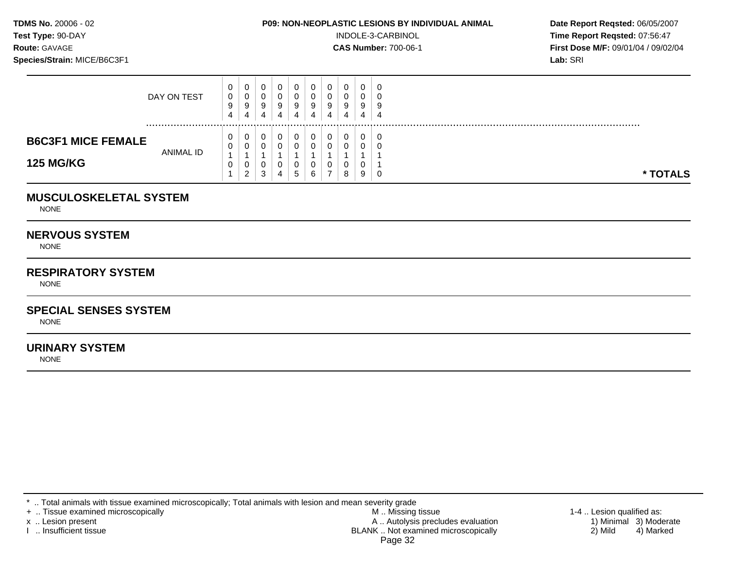**TDMS No.** 20006 - 02
**Test Type:** 90-DAY
**Route:** GAVAGE
**Species/Strain:** MICE/B6C3F1

**P09: NON-NEOPLASTIC LESIONS BY INDIVIDUAL ANIMAL**
INDOLE-3-CARBINOL
**CAS Number:** 700-06-1

**Date Report Reqsted:** 06/05/2007
**Time Report Reqsted:** 07:56:47
**First Dose M/F:** 09/01/04 / 09/02/04
**Lab:** SRI

| | | | | | | | | | | | |
|---|---|---|---|---|---|---|---|---|---|---|---|
| DAY ON TEST | 0094 | 0094 | 0094 | 0094 | 0094 | 0094 | 0094 | 0094 | 0094 | 0094 | |
| **B6C3F1 MICE FEMALE 125 MG/KG** — ANIMAL ID | 00101 | 00102 | 00103 | 00104 | 00105 | 00106 | 00107 | 00108 | 00109 | 00110 | *** TOTALS** |

## MUSCULOSKELETAL SYSTEM
NONE

## NERVOUS SYSTEM
NONE

## RESPIRATORY SYSTEM
NONE

## SPECIAL SENSES SYSTEM
NONE

## URINARY SYSTEM
NONE

\* .. Total animals with tissue examined microscopically; Total animals with lesion and mean severity grade
\+ .. Tissue examined microscopically
x .. Lesion present
I .. Insufficient tissue
M .. Missing tissue
A .. Autolysis precludes evaluation
BLANK .. Not examined microscopically
1-4 .. Lesion qualified as: 1) Minimal 2) Mild 3) Moderate 4) Marked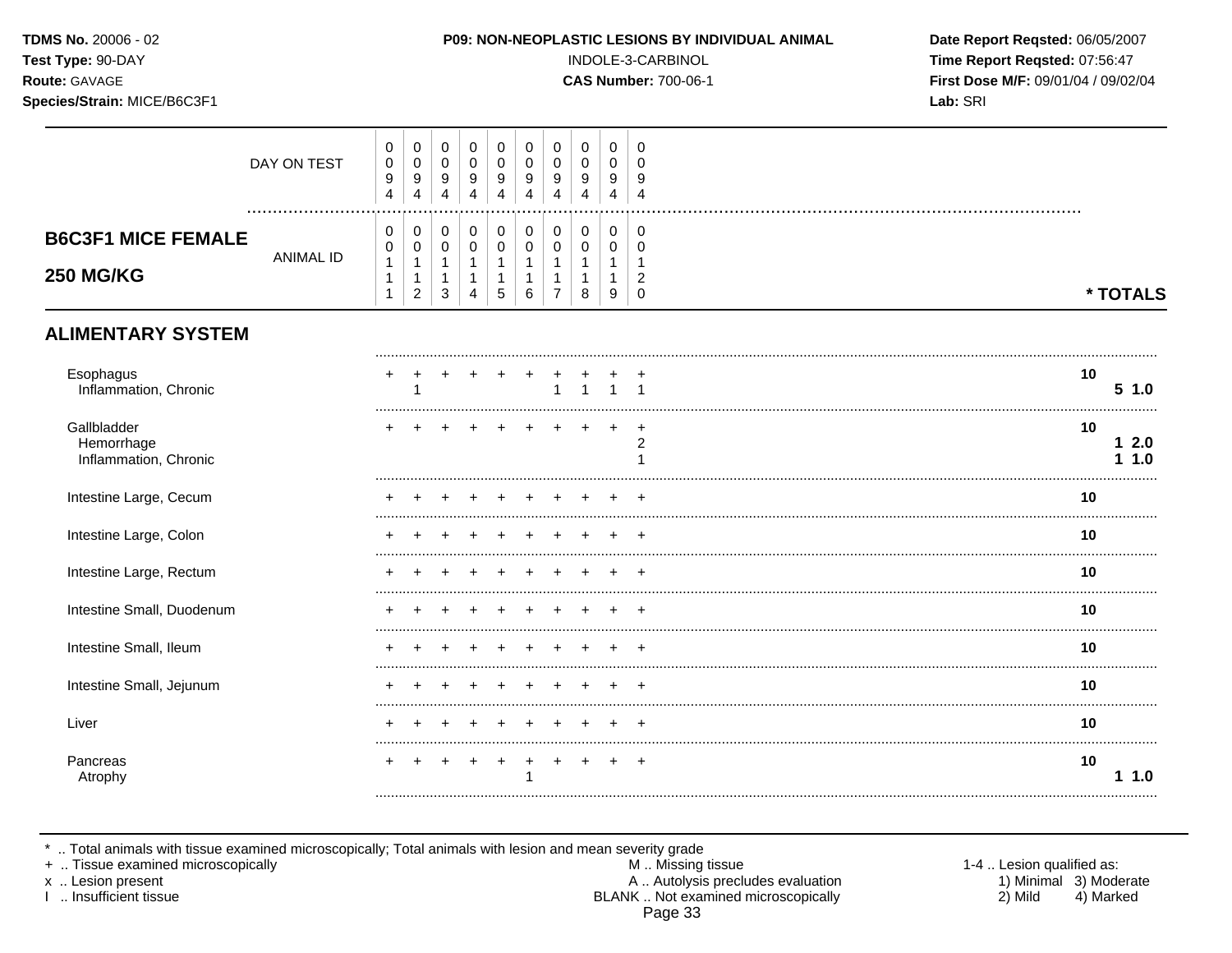**TDMS No.** 20006 - 02
**Test Type:** 90-DAY
**Route:** GAVAGE
**Species/Strain:** MICE/B6C3F1

**P09: NON-NEOPLASTIC LESIONS BY INDIVIDUAL ANIMAL**
INDOLE-3-CARBINOL
**CAS Number:** 700-06-1

**Date Report Reqsted:** 06/05/2007
**Time Report Reqsted:** 07:56:47
**First Dose M/F:** 09/01/04 / 09/02/04
**Lab:** SRI

| | | | | | | | | | | | |
|---|---|---|---|---|---|---|---|---|---|---|---|
| DAY ON TEST | 0094 | 0094 | 0094 | 0094 | 0094 | 0094 | 0094 | 0094 | 0094 | 0094 | |
| **B6C3F1 MICE FEMALE 250 MG/KG** — ANIMAL ID | 00111 | 00112 | 00113 | 00114 | 00115 | 00116 | 00117 | 00118 | 00119 | 00120 | *** TOTALS** |
| **ALIMENTARY SYSTEM** | | | | | | | | | | | |
| Esophagus | + | + | + | + | + | + | + | + | + | + | 10 |
| Inflammation, Chronic | | 1 | | | | | 1 | 1 | 1 | 1 | 5 1.0 |
| Gallbladder | + | + | + | + | + | + | + | + | + | + | 10 |
| Hemorrhage | | | | | | | | | | 2 | 1 2.0 |
| Inflammation, Chronic | | | | | | | | | | 1 | 1 1.0 |
| Intestine Large, Cecum | + | + | + | + | + | + | + | + | + | + | 10 |
| Intestine Large, Colon | + | + | + | + | + | + | + | + | + | + | 10 |
| Intestine Large, Rectum | + | + | + | + | + | + | + | + | + | + | 10 |
| Intestine Small, Duodenum | + | + | + | + | + | + | + | + | + | + | 10 |
| Intestine Small, Ileum | + | + | + | + | + | + | + | + | + | + | 10 |
| Intestine Small, Jejunum | + | + | + | + | + | + | + | + | + | + | 10 |
| Liver | + | + | + | + | + | + | + | + | + | + | 10 |
| Pancreas | + | + | + | + | + | + | + | + | + | + | 10 |
| Atrophy | | | | | | 1 | | | | | 1 1.0 |

\* .. Total animals with tissue examined microscopically; Total animals with lesion and mean severity grade
\+ .. Tissue examined microscopically
x .. Lesion present
I .. Insufficient tissue

M .. Missing tissue
A .. Autolysis precludes evaluation
BLANK .. Not examined microscopically

1-4 .. Lesion qualified as:
1) Minimal 3) Moderate
2) Mild 4) Marked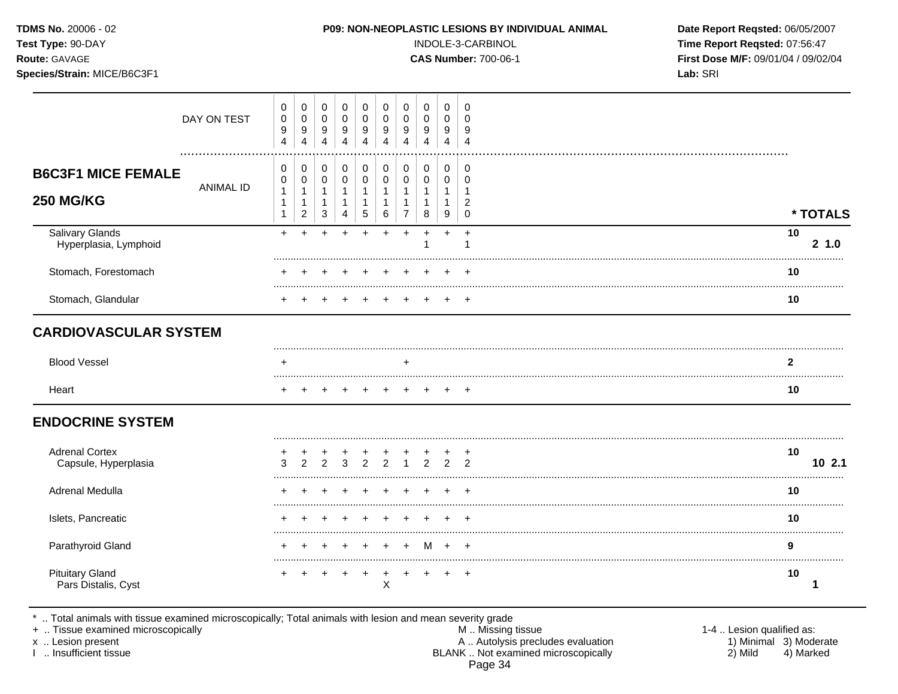**TDMS No.** 20006 - 02
**Test Type:** 90-DAY
**Route:** GAVAGE
**Species/Strain:** MICE/B6C3F1

**P09: NON-NEOPLASTIC LESIONS BY INDIVIDUAL ANIMAL**
INDOLE-3-CARBINOL
**CAS Number:** 700-06-1

**Date Report Reqsted:** 06/05/2007
**Time Report Reqsted:** 07:56:47
**First Dose M/F:** 09/01/04 / 09/02/04
**Lab:** SRI

| | 1 | 2 | 3 | 4 | 5 | 6 | 7 | 8 | 9 | 10 | * TOTALS |
|---|---|---|---|---|---|---|---|---|---|---|---|
| DAY ON TEST | 0094 | 0094 | 0094 | 0094 | 0094 | 0094 | 0094 | 0094 | 0094 | 0094 | |
| **B6C3F1 MICE FEMALE 250 MG/KG** — ANIMAL ID | 00111 | 00112 | 00113 | 00114 | 00115 | 00116 | 00117 | 00118 | 00119 | 00120 | |
| Salivary Glands | + | + | + | + | + | + | + | + | + | + | 10 |
| Hyperplasia, Lymphoid | | | | | | | | 1 | | 1 | 2 1.0 |
| Stomach, Forestomach | + | + | + | + | + | + | + | + | + | + | 10 |
| Stomach, Glandular | + | + | + | + | + | + | + | + | + | + | 10 |
| **CARDIOVASCULAR SYSTEM** | | | | | | | | | | | |
| Blood Vessel | + | | | | | | + | | | | 2 |
| Heart | + | + | + | + | + | + | + | + | + | + | 10 |
| **ENDOCRINE SYSTEM** | | | | | | | | | | | |
| Adrenal Cortex | + | + | + | + | + | + | + | + | + | + | 10 |
| Capsule, Hyperplasia | 3 | 2 | 2 | 3 | 2 | 2 | 1 | 2 | 2 | 2 | 10 2.1 |
| Adrenal Medulla | + | + | + | + | + | + | + | + | + | + | 10 |
| Islets, Pancreatic | + | + | + | + | + | + | + | + | + | + | 10 |
| Parathyroid Gland | + | + | + | + | + | + | + | M | + | + | 9 |
| Pituitary Gland | + | + | + | + | + | + | + | + | + | + | 10 |
| Pars Distalis, Cyst | | | | | | X | | | | | 1 |

\* .. Total animals with tissue examined microscopically; Total animals with lesion and mean severity grade
\+ .. Tissue examined microscopically
x .. Lesion present
I .. Insufficient tissue

M .. Missing tissue
A .. Autolysis precludes evaluation
BLANK .. Not examined microscopically

1-4 .. Lesion qualified as:
1) Minimal 3) Moderate
2) Mild 4) Marked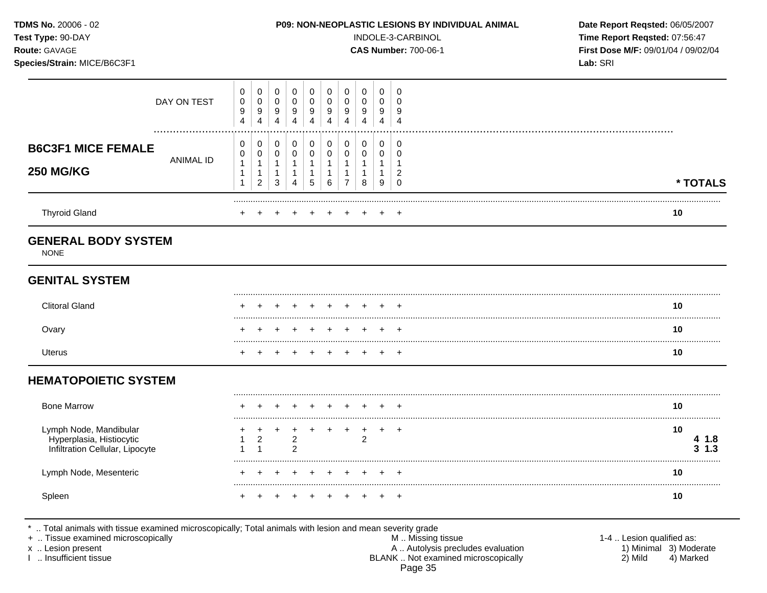**TDMS No.** 20006 - 02
**Test Type:** 90-DAY
**Route:** GAVAGE
**Species/Strain:** MICE/B6C3F1

**P09: NON-NEOPLASTIC LESIONS BY INDIVIDUAL ANIMAL**
INDOLE-3-CARBINOL
**CAS Number:** 700-06-1

**Date Report Reqsted:** 06/05/2007
**Time Report Reqsted:** 07:56:47
**First Dose M/F:** 09/01/04 / 09/02/04
**Lab:** SRI

## B6C3F1 MICE FEMALE 250 MG/KG

| | | | | | | | | | | | |
|---|---|---|---|---|---|---|---|---|---|---|---|
| DAY ON TEST | 0094 | 0094 | 0094 | 0094 | 0094 | 0094 | 0094 | 0094 | 0094 | 0094 | |
| ANIMAL ID | 00111 | 00112 | 00113 | 00114 | 00115 | 00116 | 00117 | 00118 | 00119 | 00120 | * TOTALS |
| Thyroid Gland | + | + | + | + | + | + | + | + | + | + | 10 |
| **GENERAL BODY SYSTEM** | | | | | | | | | | | |
| NONE | | | | | | | | | | | |
| **GENITAL SYSTEM** | | | | | | | | | | | |
| Clitoral Gland | + | + | + | + | + | + | + | + | + | + | 10 |
| Ovary | + | + | + | + | + | + | + | + | + | + | 10 |
| Uterus | + | + | + | + | + | + | + | + | + | + | 10 |
| **HEMATOPOIETIC SYSTEM** | | | | | | | | | | | |
| Bone Marrow | + | + | + | + | + | + | + | + | + | + | 10 |
| Lymph Node, Mandibular | + | + | + | + | + | + | + | + | + | + | 10 |
| Hyperplasia, Histiocytic | 1 | 2 | | 2 | | | | 2 | | | 4 1.8 |
| Infiltration Cellular, Lipocyte | 1 | 1 | | 2 | | | | | | | 3 1.3 |
| Lymph Node, Mesenteric | + | + | + | + | + | + | + | + | + | + | 10 |
| Spleen | + | + | + | + | + | + | + | + | + | + | 10 |

\* .. Total animals with tissue examined microscopically; Total animals with lesion and mean severity grade
\+ .. Tissue examined microscopically
x .. Lesion present
I .. Insufficient tissue

M .. Missing tissue
A .. Autolysis precludes evaluation
BLANK .. Not examined microscopically

1-4 .. Lesion qualified as:
1) Minimal 2) Mild 3) Moderate 4) Marked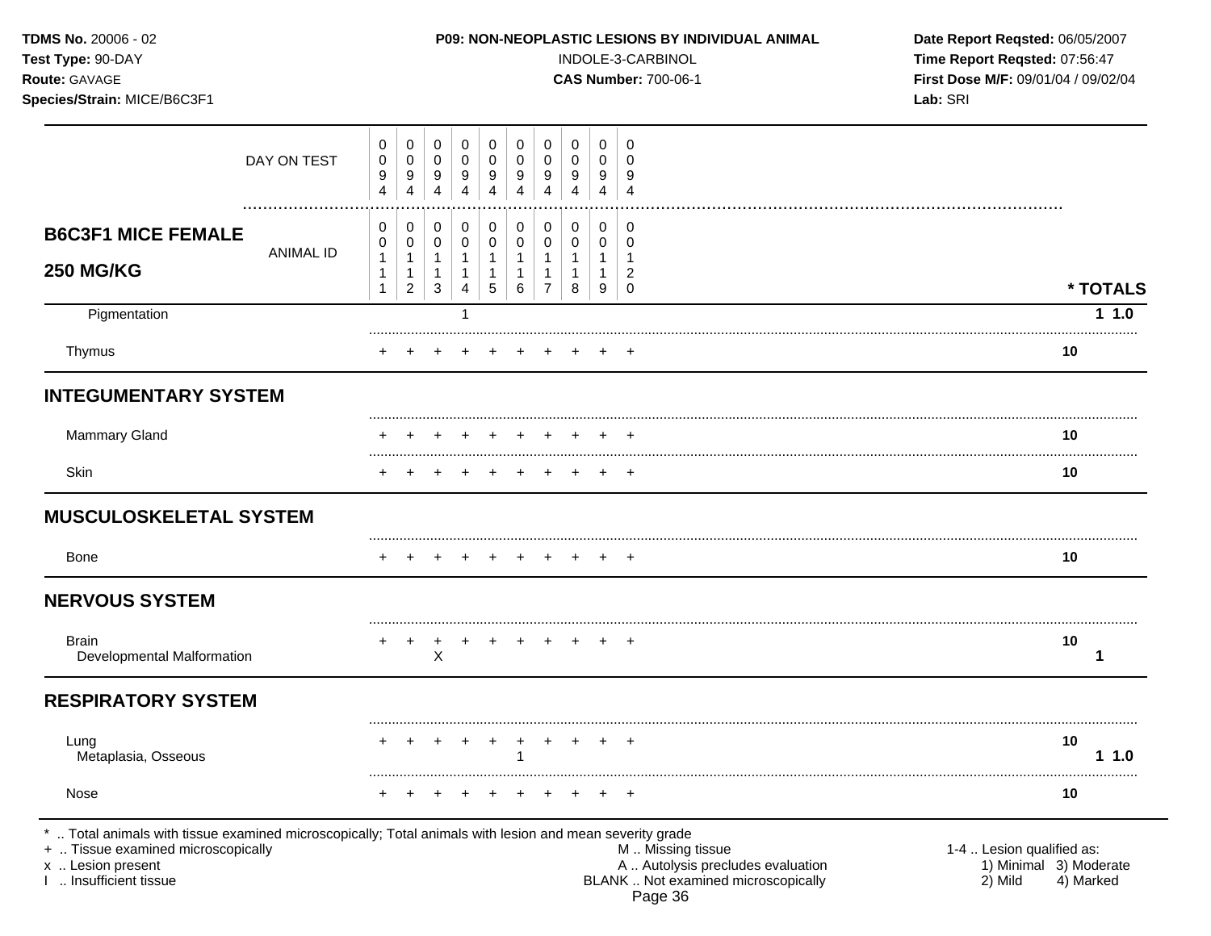**TDMS No.** 20006 - 02
**Test Type:** 90-DAY
**Route:** GAVAGE
**Species/Strain:** MICE/B6C3F1

**P09: NON-NEOPLASTIC LESIONS BY INDIVIDUAL ANIMAL**
INDOLE-3-CARBINOL
**CAS Number:** 700-06-1

**Date Report Reqsted:** 06/05/2007
**Time Report Reqsted:** 07:56:47
**First Dose M/F:** 09/01/04 / 09/02/04
**Lab:** SRI

| | 0 | 0 | 0 | 0 | 0 | 0 | 0 | 0 | 0 | 0 | |
|---|---|---|---|---|---|---|---|---|---|---|---|
| DAY ON TEST | 0 | 0 | 0 | 0 | 0 | 0 | 0 | 0 | 0 | 0 | |
| | 9 | 9 | 9 | 9 | 9 | 9 | 9 | 9 | 9 | 9 | |
| | 4 | 4 | 4 | 4 | 4 | 4 | 4 | 4 | 4 | 4 | |
| **B6C3F1 MICE FEMALE** | 0 | 0 | 0 | 0 | 0 | 0 | 0 | 0 | 0 | 0 | |
| ANIMAL ID | 0 | 0 | 0 | 0 | 0 | 0 | 0 | 0 | 0 | 0 | |
| | 1 | 1 | 1 | 1 | 1 | 1 | 1 | 1 | 1 | 1 | |
| **250 MG/KG** | 1 | 1 | 1 | 1 | 1 | 1 | 1 | 1 | 1 | 2 | |
| | 1 | 2 | 3 | 4 | 5 | 6 | 7 | 8 | 9 | 0 | *** TOTALS** |
| Pigmentation | | | | 1 | | | | | | | 1 1.0 |
| Thymus | + | + | + | + | + | + | + | + | + | + | 10 |
| **INTEGUMENTARY SYSTEM** | | | | | | | | | | | |
| Mammary Gland | + | + | + | + | + | + | + | + | + | + | 10 |
| Skin | + | + | + | + | + | + | + | + | + | + | 10 |
| **MUSCULOSKELETAL SYSTEM** | | | | | | | | | | | |
| Bone | + | + | + | + | + | + | + | + | + | + | 10 |
| **NERVOUS SYSTEM** | | | | | | | | | | | |
| Brain | + | + | + | + | + | + | + | + | + | + | 10 |
| Developmental Malformation | | | X | | | | | | | | 1 |
| **RESPIRATORY SYSTEM** | | | | | | | | | | | |
| Lung | + | + | + | + | + | + | + | + | + | + | 10 |
| Metaplasia, Osseous | | | | | | 1 | | | | | 1 1.0 |
| Nose | + | + | + | + | + | + | + | + | + | + | 10 |

\* .. Total animals with tissue examined microscopically; Total animals with lesion and mean severity grade
\+ .. Tissue examined microscopically
x .. Lesion present
I .. Insufficient tissue

M .. Missing tissue
A .. Autolysis precludes evaluation
BLANK .. Not examined microscopically

1-4 .. Lesion qualified as:
1) Minimal 3) Moderate
2) Mild 4) Marked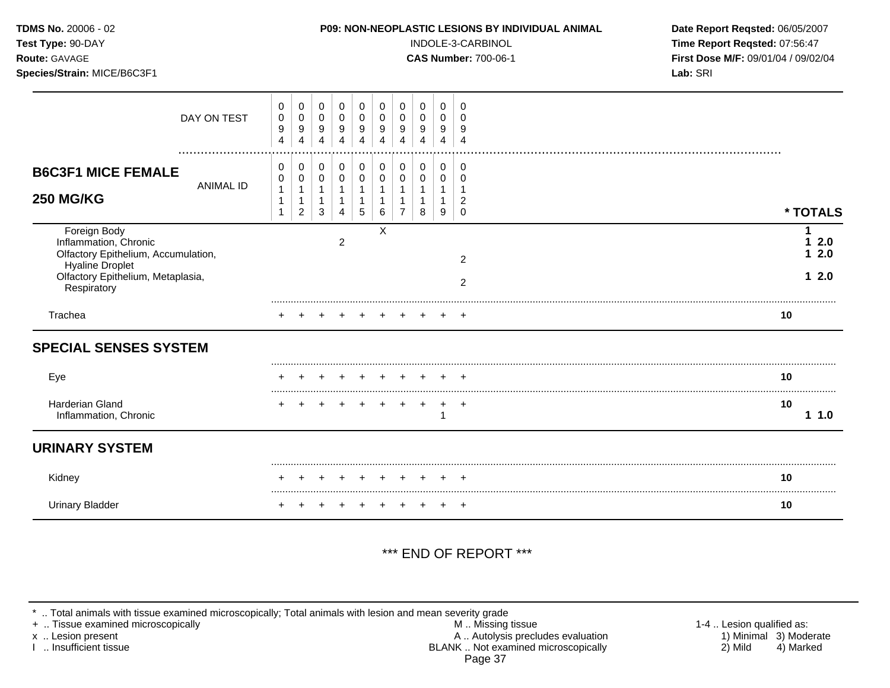**TDMS No.** 20006 - 02
**Test Type:** 90-DAY
**Route:** GAVAGE
**Species/Strain:** MICE/B6C3F1

**P09: NON-NEOPLASTIC LESIONS BY INDIVIDUAL ANIMAL**
INDOLE-3-CARBINOL
**CAS Number:** 700-06-1

**Date Report Reqsted:** 06/05/2007
**Time Report Reqsted:** 07:56:47
**First Dose M/F:** 09/01/04 / 09/02/04
**Lab:** SRI

| | | | | | | | | | | | |
|---|---|---|---|---|---|---|---|---|---|---|---|
| DAY ON TEST | 0094 | 0094 | 0094 | 0094 | 0094 | 0094 | 0094 | 0094 | 0094 | 0094 | |
| **B6C3F1 MICE FEMALE 250 MG/KG** ANIMAL ID | 00111 | 00112 | 00113 | 00114 | 00115 | 00116 | 00117 | 00118 | 00119 | 00120 | *** TOTALS** |
| Foreign Body | | | | | | X | | | | | 1 |
| Inflammation, Chronic | | | | 2 | | | | | | | 1 2.0 |
| Olfactory Epithelium, Accumulation, Hyaline Droplet | | | | | | | | | | 2 | 1 2.0 |
| Olfactory Epithelium, Metaplasia, Respiratory | | | | | | | | | | 2 | 1 2.0 |
| Trachea | + | + | + | + | + | + | + | + | + | + | 10 |
| **SPECIAL SENSES SYSTEM** | | | | | | | | | | | |
| Eye | + | + | + | + | + | + | + | + | + | + | 10 |
| Harderian Gland | + | + | + | + | + | + | + | + | + | + | 10 |
| Inflammation, Chronic | | | | | | | | | 1 | | 1 1.0 |
| **URINARY SYSTEM** | | | | | | | | | | | |
| Kidney | + | + | + | + | + | + | + | + | + | + | 10 |
| Urinary Bladder | + | + | + | + | + | + | + | + | + | + | 10 |

*** END OF REPORT ***

\* .. Total animals with tissue examined microscopically; Total animals with lesion and mean severity grade
\+ .. Tissue examined microscopically
x .. Lesion present
I .. Insufficient tissue

M .. Missing tissue
A .. Autolysis precludes evaluation
BLANK .. Not examined microscopically

1-4 .. Lesion qualified as:
1) Minimal 3) Moderate
2) Mild 4) Marked